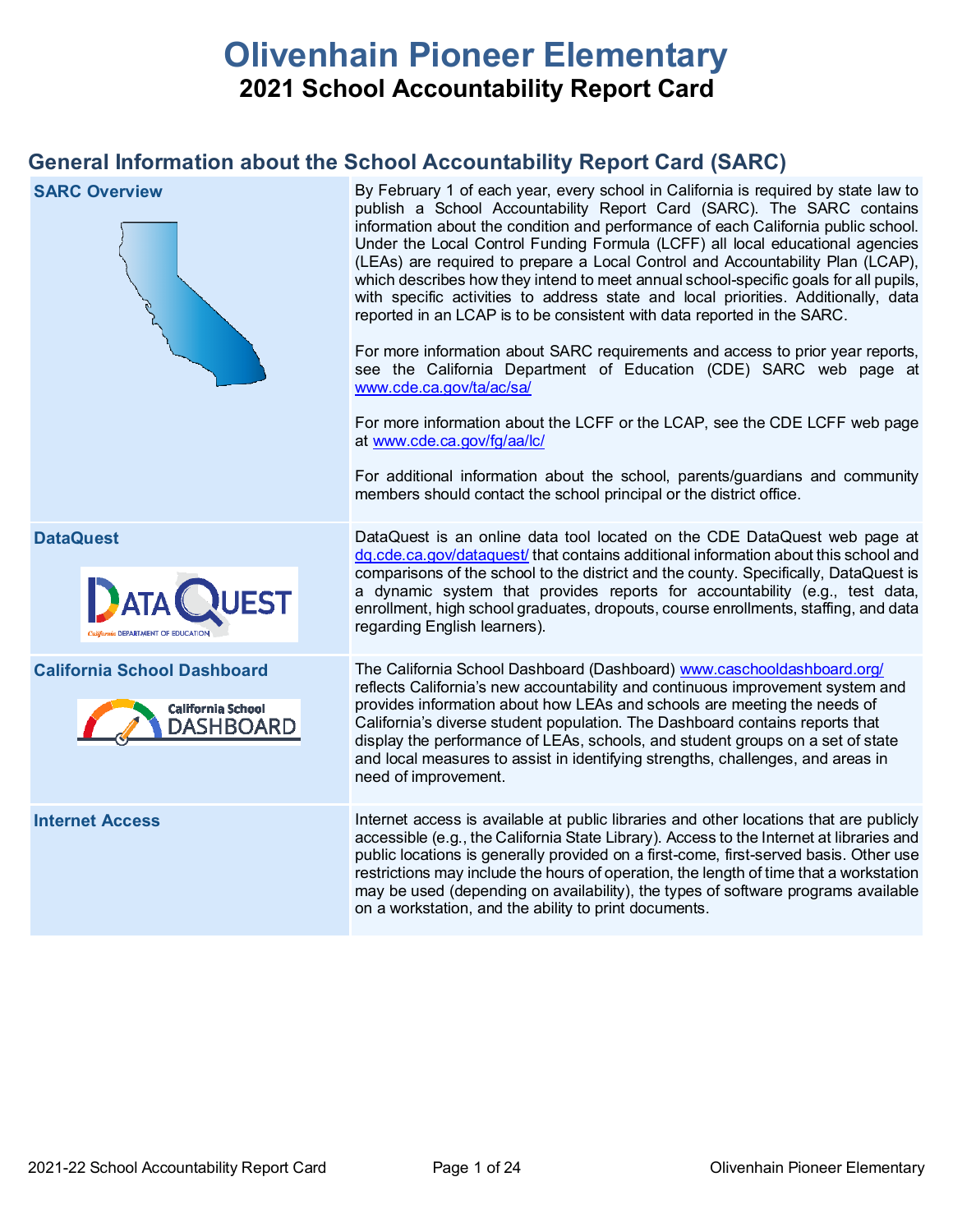# Olivenhain Pioneer Elementary

## 2021 School Accountability Report Card

## General Information about the School Accountability Report Card (SARC)

| | |
|---|---|
| **SARC Overview** | By February 1 of each year, every school in California is required by state law to publish a School Accountability Report Card (SARC). The SARC contains information about the condition and performance of each California public school. Under the Local Control Funding Formula (LCFF) all local educational agencies (LEAs) are required to prepare a Local Control and Accountability Plan (LCAP), which describes how they intend to meet annual school-specific goals for all pupils, with specific activities to address state and local priorities. Additionally, data reported in an LCAP is to be consistent with data reported in the SARC.<br><br>For more information about SARC requirements and access to prior year reports, see the California Department of Education (CDE) SARC web page at www.cde.ca.gov/ta/ac/sa/<br><br>For more information about the LCFF or the LCAP, see the CDE LCFF web page at www.cde.ca.gov/fg/aa/lc/<br><br>For additional information about the school, parents/guardians and community members should contact the school principal or the district office. |
| **DataQuest** | DataQuest is an online data tool located on the CDE DataQuest web page at dq.cde.ca.gov/dataquest/ that contains additional information about this school and comparisons of the school to the district and the county. Specifically, DataQuest is a dynamic system that provides reports for accountability (e.g., test data, enrollment, high school graduates, dropouts, course enrollments, staffing, and data regarding English learners). |
| **California School Dashboard** | The California School Dashboard (Dashboard) www.caschooldashboard.org/ reflects California's new accountability and continuous improvement system and provides information about how LEAs and schools are meeting the needs of California's diverse student population. The Dashboard contains reports that display the performance of LEAs, schools, and student groups on a set of state and local measures to assist in identifying strengths, challenges, and areas in need of improvement. |
| **Internet Access** | Internet access is available at public libraries and other locations that are publicly accessible (e.g., the California State Library). Access to the Internet at libraries and public locations is generally provided on a first-come, first-served basis. Other use restrictions may include the hours of operation, the length of time that a workstation may be used (depending on availability), the types of software programs available on a workstation, and the ability to print documents. |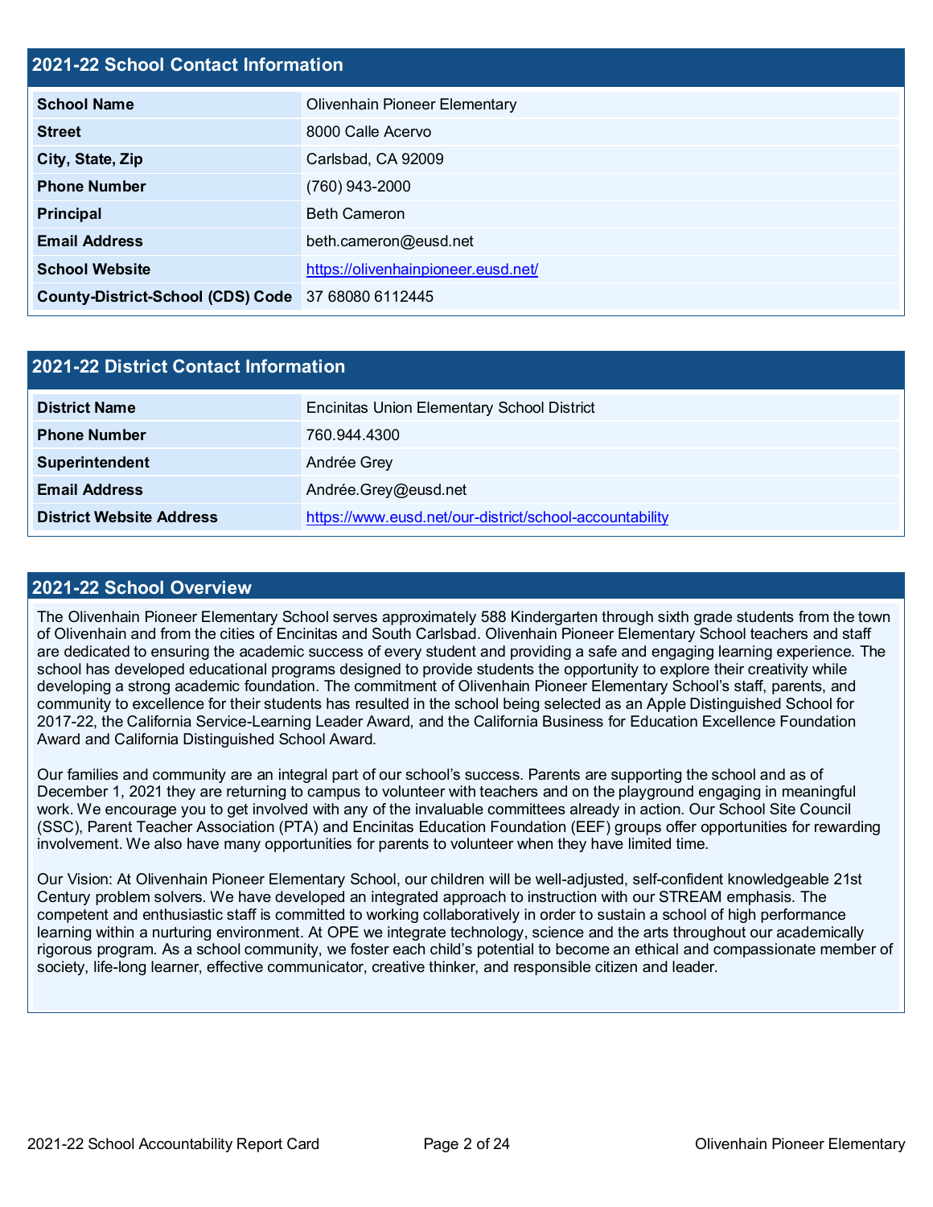## 2021-22 School Contact Information

| | |
|---|---|
| **School Name** | Olivenhain Pioneer Elementary |
| **Street** | 8000 Calle Acervo |
| **City, State, Zip** | Carlsbad, CA 92009 |
| **Phone Number** | (760) 943-2000 |
| **Principal** | Beth Cameron |
| **Email Address** | beth.cameron@eusd.net |
| **School Website** | https://olivenhainpioneer.eusd.net/ |
| **County-District-School (CDS) Code** | 37 68080 6112445 |

## 2021-22 District Contact Information

| | |
|---|---|
| **District Name** | Encinitas Union Elementary School District |
| **Phone Number** | 760.944.4300 |
| **Superintendent** | Andrée Grey |
| **Email Address** | Andrée.Grey@eusd.net |
| **District Website Address** | https://www.eusd.net/our-district/school-accountability |

## 2021-22 School Overview

The Olivenhain Pioneer Elementary School serves approximately 588 Kindergarten through sixth grade students from the town of Olivenhain and from the cities of Encinitas and South Carlsbad. Olivenhain Pioneer Elementary School teachers and staff are dedicated to ensuring the academic success of every student and providing a safe and engaging learning experience. The school has developed educational programs designed to provide students the opportunity to explore their creativity while developing a strong academic foundation. The commitment of Olivenhain Pioneer Elementary School's staff, parents, and community to excellence for their students has resulted in the school being selected as an Apple Distinguished School for 2017-22, the California Service-Learning Leader Award, and the California Business for Education Excellence Foundation Award and California Distinguished School Award.

Our families and community are an integral part of our school's success. Parents are supporting the school and as of December 1, 2021 they are returning to campus to volunteer with teachers and on the playground engaging in meaningful work. We encourage you to get involved with any of the invaluable committees already in action. Our School Site Council (SSC), Parent Teacher Association (PTA) and Encinitas Education Foundation (EEF) groups offer opportunities for rewarding involvement. We also have many opportunities for parents to volunteer when they have limited time.

Our Vision: At Olivenhain Pioneer Elementary School, our children will be well-adjusted, self-confident knowledgeable 21st Century problem solvers. We have developed an integrated approach to instruction with our STREAM emphasis. The competent and enthusiastic staff is committed to working collaboratively in order to sustain a school of high performance learning within a nurturing environment. At OPE we integrate technology, science and the arts throughout our academically rigorous program. As a school community, we foster each child's potential to become an ethical and compassionate member of society, life-long learner, effective communicator, creative thinker, and responsible citizen and leader.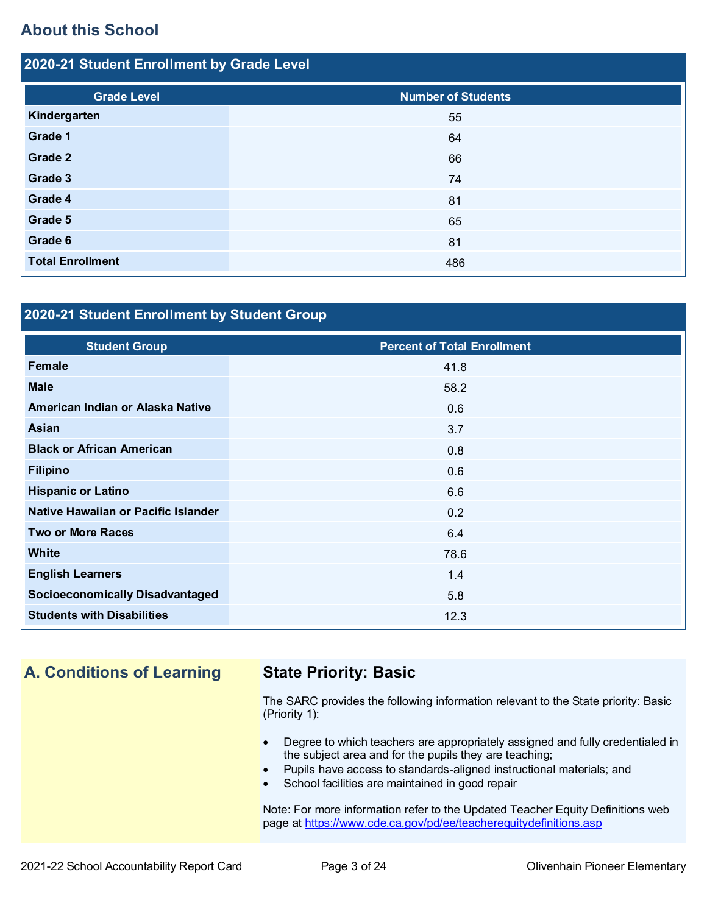## About this School

### 2020-21 Student Enrollment by Grade Level

| Grade Level | Number of Students |
|---|---|
| Kindergarten | 55 |
| Grade 1 | 64 |
| Grade 2 | 66 |
| Grade 3 | 74 |
| Grade 4 | 81 |
| Grade 5 | 65 |
| Grade 6 | 81 |
| Total Enrollment | 486 |

### 2020-21 Student Enrollment by Student Group

| Student Group | Percent of Total Enrollment |
|---|---|
| Female | 41.8 |
| Male | 58.2 |
| American Indian or Alaska Native | 0.6 |
| Asian | 3.7 |
| Black or African American | 0.8 |
| Filipino | 0.6 |
| Hispanic or Latino | 6.6 |
| Native Hawaiian or Pacific Islander | 0.2 |
| Two or More Races | 6.4 |
| White | 78.6 |
| English Learners | 1.4 |
| Socioeconomically Disadvantaged | 5.8 |
| Students with Disabilities | 12.3 |

## A. Conditions of Learning

### State Priority: Basic

The SARC provides the following information relevant to the State priority: Basic (Priority 1):

- Degree to which teachers are appropriately assigned and fully credentialed in the subject area and for the pupils they are teaching;
- Pupils have access to standards-aligned instructional materials; and
- School facilities are maintained in good repair

Note: For more information refer to the Updated Teacher Equity Definitions web page at https://www.cde.ca.gov/pd/ee/teacherequitydefinitions.asp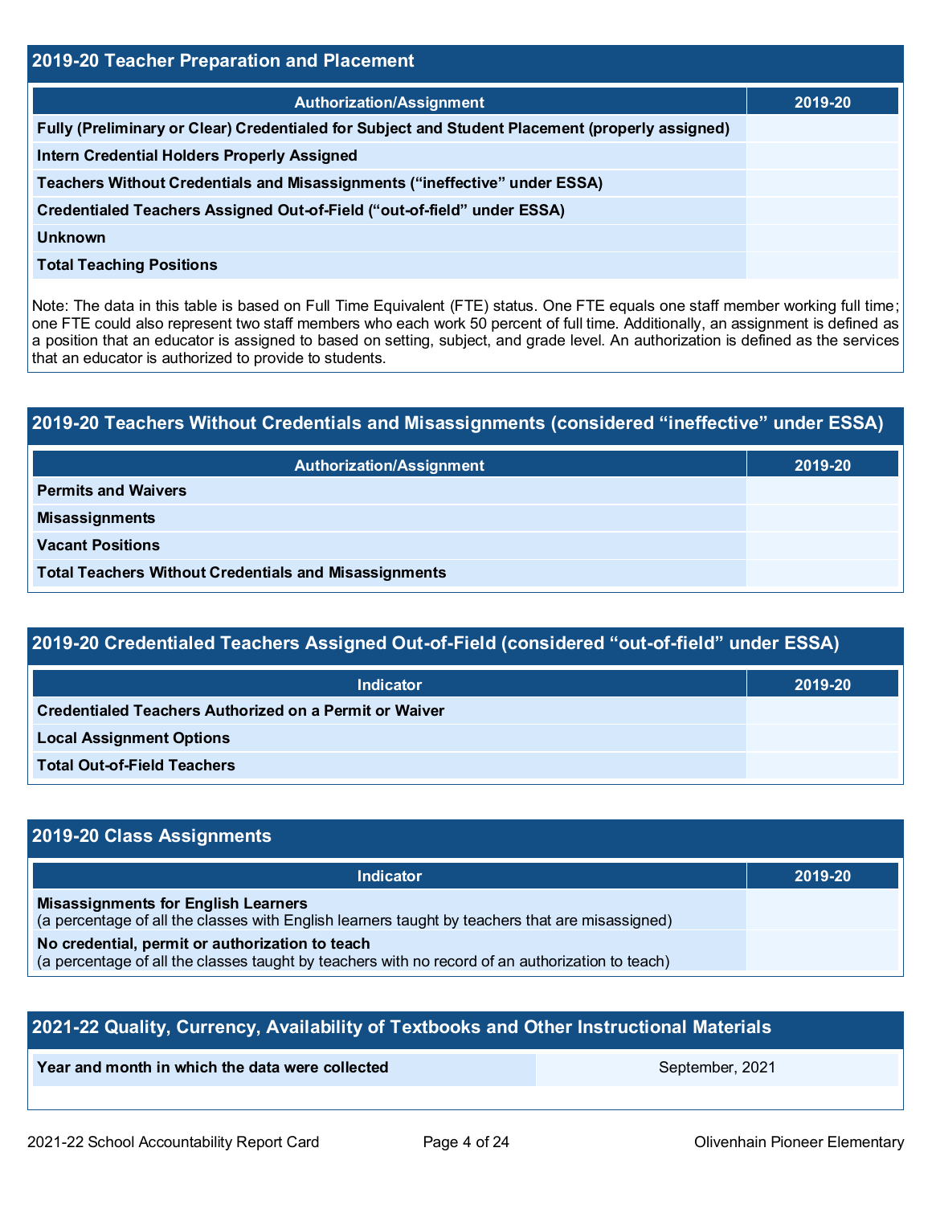## 2019-20 Teacher Preparation and Placement

| Authorization/Assignment | 2019-20 |
|---|---|
| Fully (Preliminary or Clear) Credentialed for Subject and Student Placement (properly assigned) | |
| Intern Credential Holders Properly Assigned | |
| Teachers Without Credentials and Misassignments ("ineffective" under ESSA) | |
| Credentialed Teachers Assigned Out-of-Field ("out-of-field" under ESSA) | |
| Unknown | |
| Total Teaching Positions | |

Note: The data in this table is based on Full Time Equivalent (FTE) status. One FTE equals one staff member working full time; one FTE could also represent two staff members who each work 50 percent of full time. Additionally, an assignment is defined as a position that an educator is assigned to based on setting, subject, and grade level. An authorization is defined as the services that an educator is authorized to provide to students.

## 2019-20 Teachers Without Credentials and Misassignments (considered "ineffective" under ESSA)

| Authorization/Assignment | 2019-20 |
|---|---|
| Permits and Waivers | |
| Misassignments | |
| Vacant Positions | |
| Total Teachers Without Credentials and Misassignments | |

## 2019-20 Credentialed Teachers Assigned Out-of-Field (considered "out-of-field" under ESSA)

| Indicator | 2019-20 |
|---|---|
| Credentialed Teachers Authorized on a Permit or Waiver | |
| Local Assignment Options | |
| Total Out-of-Field Teachers | |

## 2019-20 Class Assignments

| Indicator | 2019-20 |
|---|---|
| **Misassignments for English Learners**<br>(a percentage of all the classes with English learners taught by teachers that are misassigned) | |
| **No credential, permit or authorization to teach**<br>(a percentage of all the classes taught by teachers with no record of an authorization to teach) | |

## 2021-22 Quality, Currency, Availability of Textbooks and Other Instructional Materials

| | |
|---|---|
| **Year and month in which the data were collected** | September, 2021 |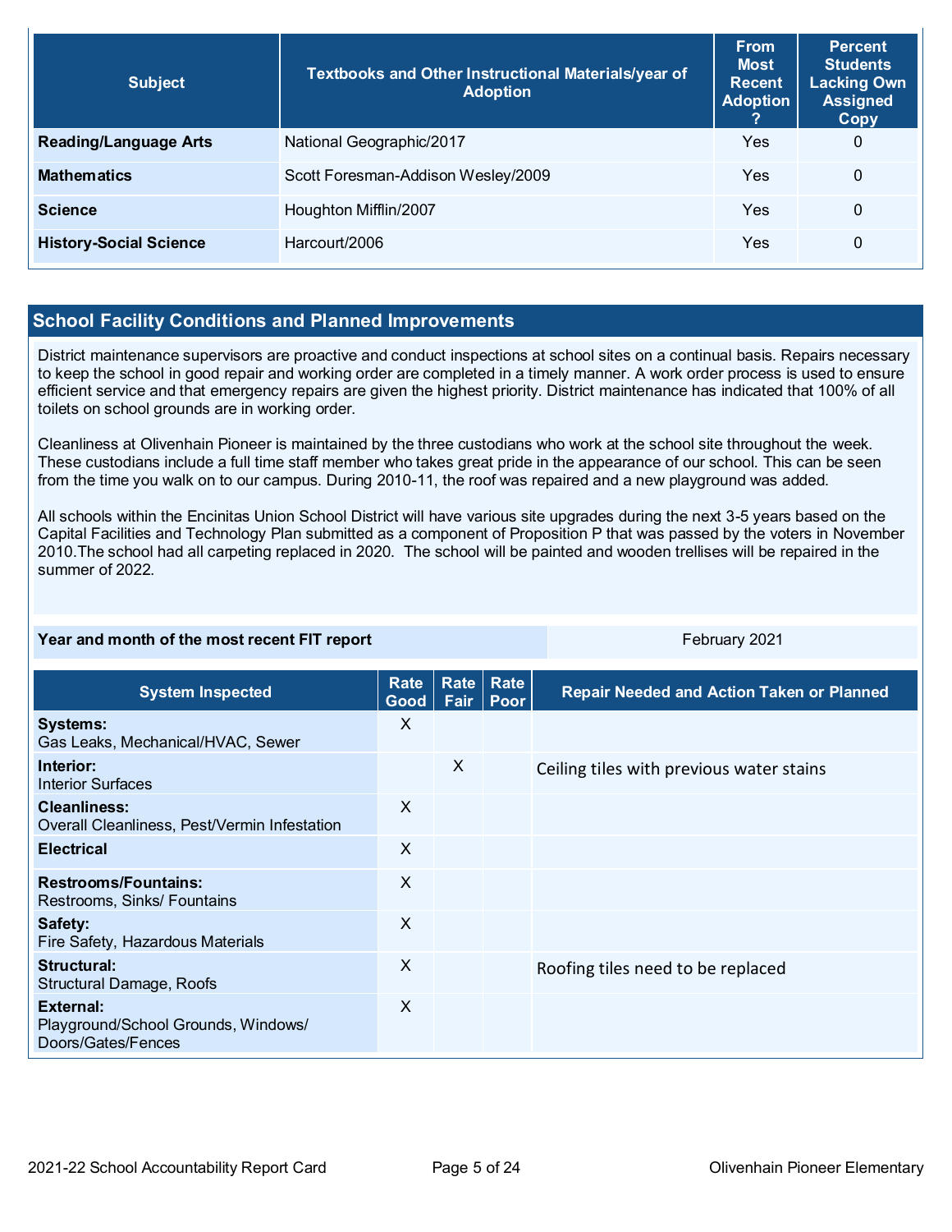| Subject | Textbooks and Other Instructional Materials/year of Adoption | From Most Recent Adoption ? | Percent Students Lacking Own Assigned Copy |
|---|---|---|---|
| **Reading/Language Arts** | National Geographic/2017 | Yes | 0 |
| **Mathematics** | Scott Foresman-Addison Wesley/2009 | Yes | 0 |
| **Science** | Houghton Mifflin/2007 | Yes | 0 |
| **History-Social Science** | Harcourt/2006 | Yes | 0 |

## School Facility Conditions and Planned Improvements

District maintenance supervisors are proactive and conduct inspections at school sites on a continual basis. Repairs necessary to keep the school in good repair and working order are completed in a timely manner. A work order process is used to ensure efficient service and that emergency repairs are given the highest priority. District maintenance has indicated that 100% of all toilets on school grounds are in working order.

Cleanliness at Olivenhain Pioneer is maintained by the three custodians who work at the school site throughout the week. These custodians include a full time staff member who takes great pride in the appearance of our school. This can be seen from the time you walk on to our campus. During 2010-11, the roof was repaired and a new playground was added.

All schools within the Encinitas Union School District will have various site upgrades during the next 3-5 years based on the Capital Facilities and Technology Plan submitted as a component of Proposition P that was passed by the voters in November 2010.The school had all carpeting replaced in 2020. The school will be painted and wooden trellises will be repaired in the summer of 2022.

| | |
|---|---|
| **Year and month of the most recent FIT report** | February 2021 |

| System Inspected | Rate Good | Rate Fair | Rate Poor | Repair Needed and Action Taken or Planned |
|---|---|---|---|---|
| **Systems:** Gas Leaks, Mechanical/HVAC, Sewer | X | | | |
| **Interior:** Interior Surfaces | | X | | Ceiling tiles with previous water stains |
| **Cleanliness:** Overall Cleanliness, Pest/Vermin Infestation | X | | | |
| **Electrical** | X | | | |
| **Restrooms/Fountains:** Restrooms, Sinks/ Fountains | X | | | |
| **Safety:** Fire Safety, Hazardous Materials | X | | | |
| **Structural:** Structural Damage, Roofs | X | | | Roofing tiles need to be replaced |
| **External:** Playground/School Grounds, Windows/ Doors/Gates/Fences | X | | | |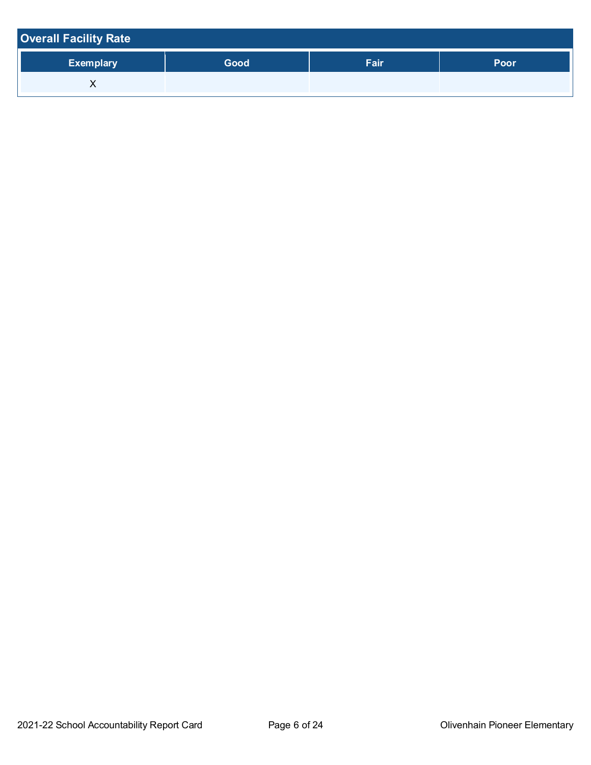## Overall Facility Rate

| Exemplary | Good | Fair | Poor |
|---|---|---|---|
| X | | | |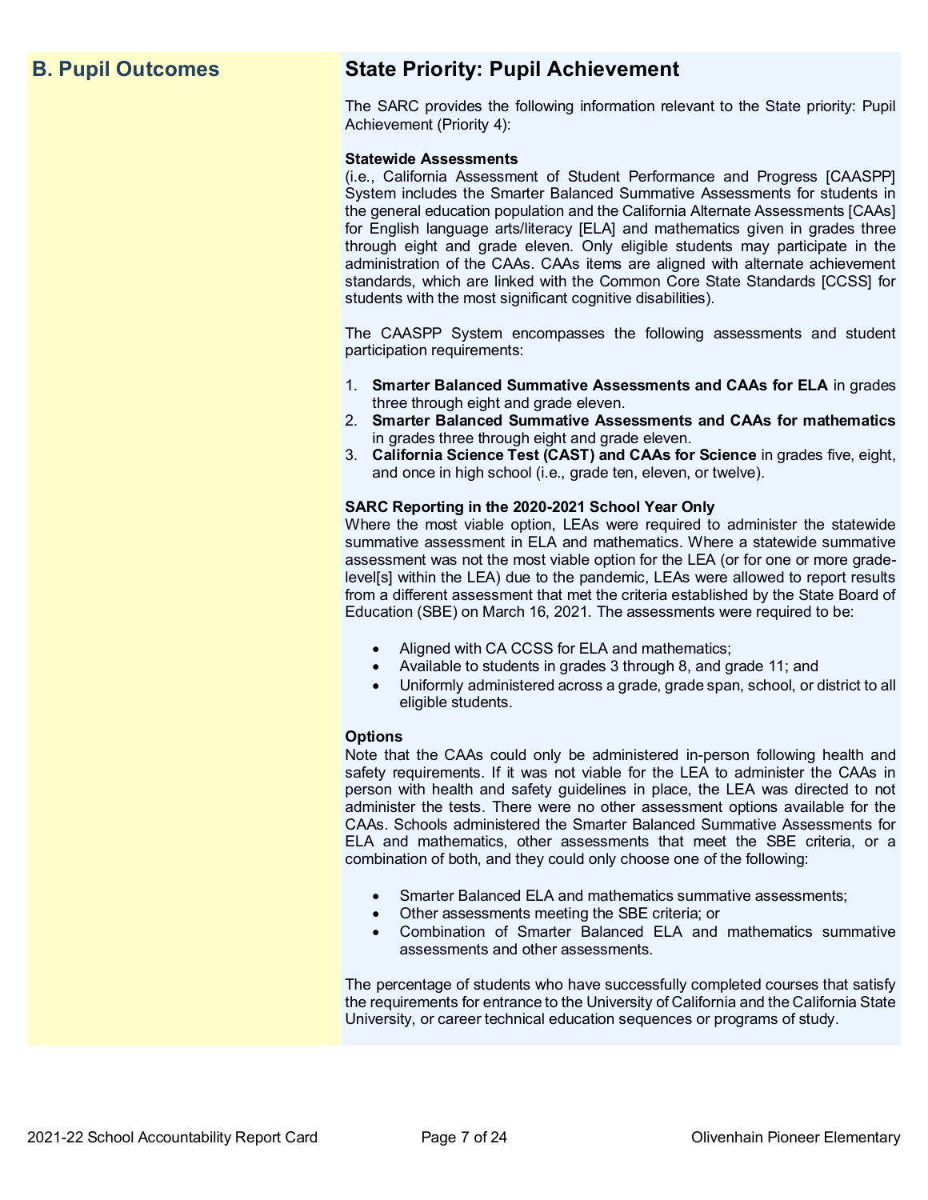## B. Pupil Outcomes

## State Priority: Pupil Achievement

The SARC provides the following information relevant to the State priority: Pupil Achievement (Priority 4):

**Statewide Assessments**
(i.e., California Assessment of Student Performance and Progress [CAASPP] System includes the Smarter Balanced Summative Assessments for students in the general education population and the California Alternate Assessments [CAAs] for English language arts/literacy [ELA] and mathematics given in grades three through eight and grade eleven. Only eligible students may participate in the administration of the CAAs. CAAs items are aligned with alternate achievement standards, which are linked with the Common Core State Standards [CCSS] for students with the most significant cognitive disabilities).

The CAASPP System encompasses the following assessments and student participation requirements:

1. **Smarter Balanced Summative Assessments and CAAs for ELA** in grades three through eight and grade eleven.
2. **Smarter Balanced Summative Assessments and CAAs for mathematics** in grades three through eight and grade eleven.
3. **California Science Test (CAST) and CAAs for Science** in grades five, eight, and once in high school (i.e., grade ten, eleven, or twelve).

**SARC Reporting in the 2020-2021 School Year Only**
Where the most viable option, LEAs were required to administer the statewide summative assessment in ELA and mathematics. Where a statewide summative assessment was not the most viable option for the LEA (or for one or more grade-level[s] within the LEA) due to the pandemic, LEAs were allowed to report results from a different assessment that met the criteria established by the State Board of Education (SBE) on March 16, 2021. The assessments were required to be:

- Aligned with CA CCSS for ELA and mathematics;
- Available to students in grades 3 through 8, and grade 11; and
- Uniformly administered across a grade, grade span, school, or district to all eligible students.

**Options**
Note that the CAAs could only be administered in-person following health and safety requirements. If it was not viable for the LEA to administer the CAAs in person with health and safety guidelines in place, the LEA was directed to not administer the tests. There were no other assessment options available for the CAAs. Schools administered the Smarter Balanced Summative Assessments for ELA and mathematics, other assessments that meet the SBE criteria, or a combination of both, and they could only choose one of the following:

- Smarter Balanced ELA and mathematics summative assessments;
- Other assessments meeting the SBE criteria; or
- Combination of Smarter Balanced ELA and mathematics summative assessments and other assessments.

The percentage of students who have successfully completed courses that satisfy the requirements for entrance to the University of California and the California State University, or career technical education sequences or programs of study.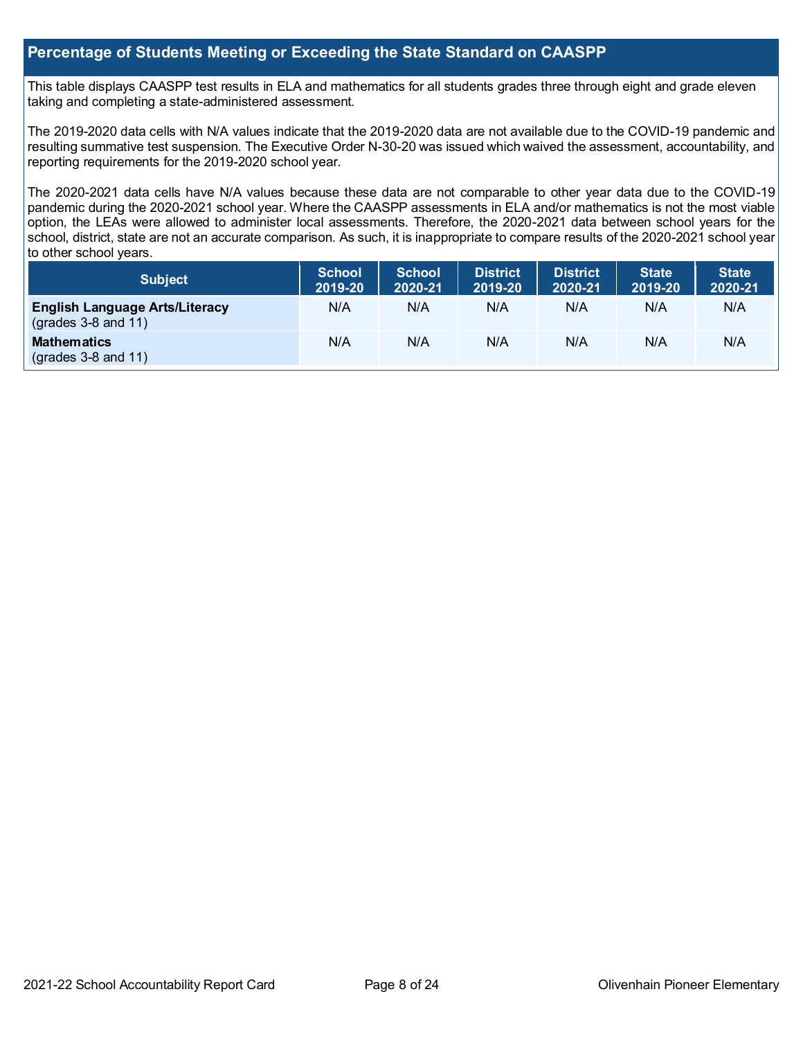## Percentage of Students Meeting or Exceeding the State Standard on CAASPP

This table displays CAASPP test results in ELA and mathematics for all students grades three through eight and grade eleven taking and completing a state-administered assessment.

The 2019-2020 data cells with N/A values indicate that the 2019-2020 data are not available due to the COVID-19 pandemic and resulting summative test suspension. The Executive Order N-30-20 was issued which waived the assessment, accountability, and reporting requirements for the 2019-2020 school year.

The 2020-2021 data cells have N/A values because these data are not comparable to other year data due to the COVID-19 pandemic during the 2020-2021 school year. Where the CAASPP assessments in ELA and/or mathematics is not the most viable option, the LEAs were allowed to administer local assessments. Therefore, the 2020-2021 data between school years for the school, district, state are not an accurate comparison. As such, it is inappropriate to compare results of the 2020-2021 school year to other school years.

| Subject | School 2019-20 | School 2020-21 | District 2019-20 | District 2020-21 | State 2019-20 | State 2020-21 |
|---|---|---|---|---|---|---|
| **English Language Arts/Literacy** (grades 3-8 and 11) | N/A | N/A | N/A | N/A | N/A | N/A |
| **Mathematics** (grades 3-8 and 11) | N/A | N/A | N/A | N/A | N/A | N/A |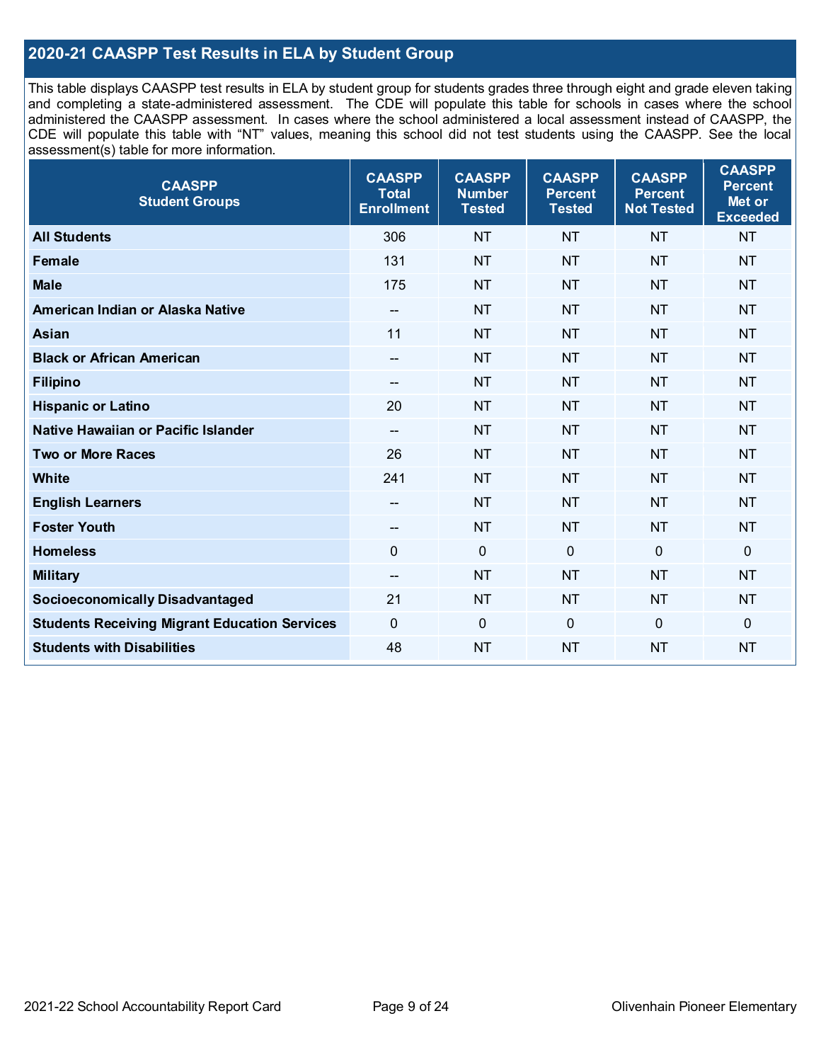## 2020-21 CAASPP Test Results in ELA by Student Group

This table displays CAASPP test results in ELA by student group for students grades three through eight and grade eleven taking and completing a state-administered assessment. The CDE will populate this table for schools in cases where the school administered the CAASPP assessment. In cases where the school administered a local assessment instead of CAASPP, the CDE will populate this table with "NT" values, meaning this school did not test students using the CAASPP. See the local assessment(s) table for more information.

| CAASPP Student Groups | CAASPP Total Enrollment | CAASPP Number Tested | CAASPP Percent Tested | CAASPP Percent Not Tested | CAASPP Percent Met or Exceeded |
|---|---|---|---|---|---|
| **All Students** | 306 | NT | NT | NT | NT |
| **Female** | 131 | NT | NT | NT | NT |
| **Male** | 175 | NT | NT | NT | NT |
| **American Indian or Alaska Native** | -- | NT | NT | NT | NT |
| **Asian** | 11 | NT | NT | NT | NT |
| **Black or African American** | -- | NT | NT | NT | NT |
| **Filipino** | -- | NT | NT | NT | NT |
| **Hispanic or Latino** | 20 | NT | NT | NT | NT |
| **Native Hawaiian or Pacific Islander** | -- | NT | NT | NT | NT |
| **Two or More Races** | 26 | NT | NT | NT | NT |
| **White** | 241 | NT | NT | NT | NT |
| **English Learners** | -- | NT | NT | NT | NT |
| **Foster Youth** | -- | NT | NT | NT | NT |
| **Homeless** | 0 | 0 | 0 | 0 | 0 |
| **Military** | -- | NT | NT | NT | NT |
| **Socioeconomically Disadvantaged** | 21 | NT | NT | NT | NT |
| **Students Receiving Migrant Education Services** | 0 | 0 | 0 | 0 | 0 |
| **Students with Disabilities** | 48 | NT | NT | NT | NT |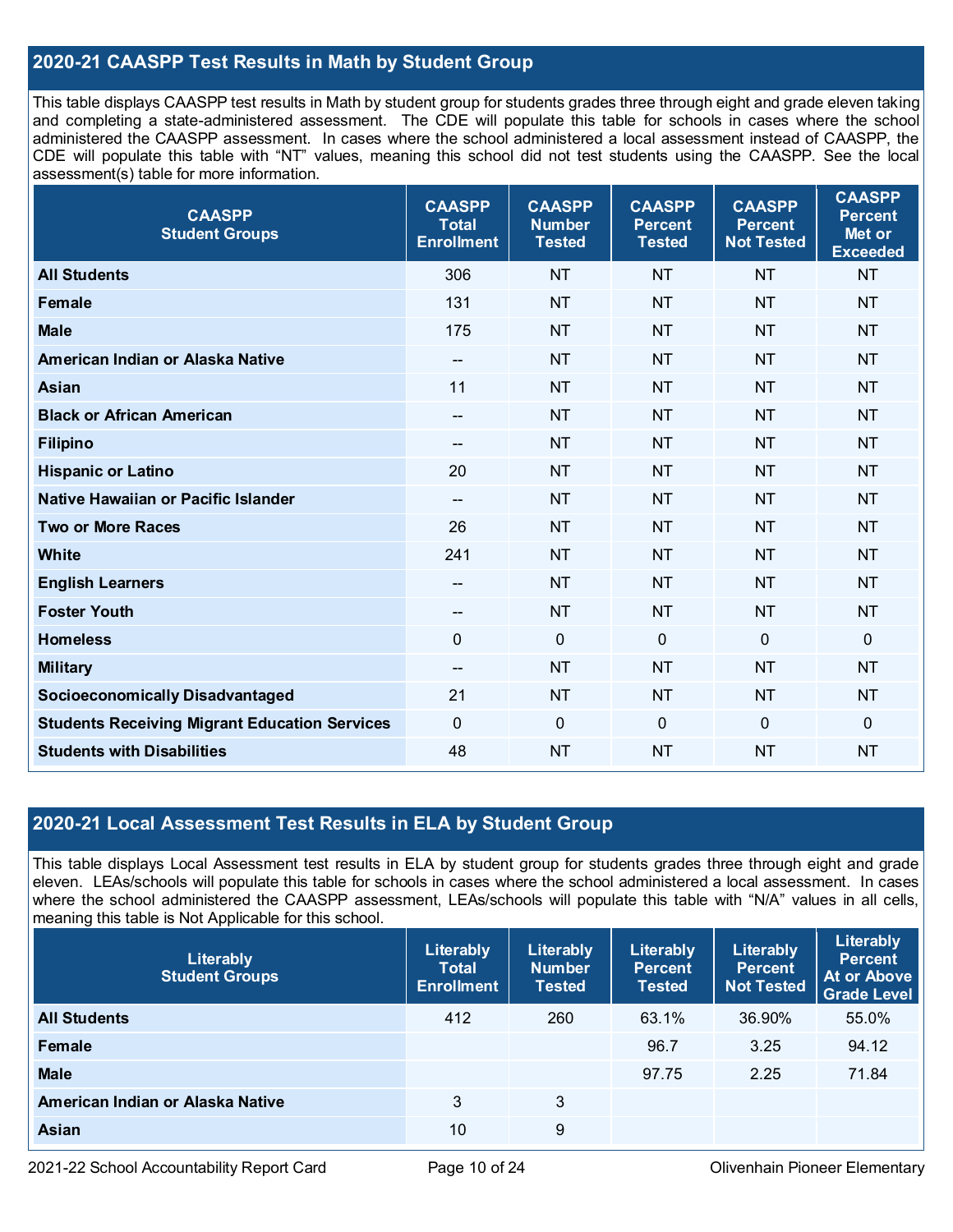## 2020-21 CAASPP Test Results in Math by Student Group

This table displays CAASPP test results in Math by student group for students grades three through eight and grade eleven taking and completing a state-administered assessment. The CDE will populate this table for schools in cases where the school administered the CAASPP assessment. In cases where the school administered a local assessment instead of CAASPP, the CDE will populate this table with "NT" values, meaning this school did not test students using the CAASPP. See the local assessment(s) table for more information.

| CAASPP Student Groups | CAASPP Total Enrollment | CAASPP Number Tested | CAASPP Percent Tested | CAASPP Percent Not Tested | CAASPP Percent Met or Exceeded |
|---|---|---|---|---|---|
| **All Students** | 306 | NT | NT | NT | NT |
| **Female** | 131 | NT | NT | NT | NT |
| **Male** | 175 | NT | NT | NT | NT |
| **American Indian or Alaska Native** | -- | NT | NT | NT | NT |
| **Asian** | 11 | NT | NT | NT | NT |
| **Black or African American** | -- | NT | NT | NT | NT |
| **Filipino** | -- | NT | NT | NT | NT |
| **Hispanic or Latino** | 20 | NT | NT | NT | NT |
| **Native Hawaiian or Pacific Islander** | -- | NT | NT | NT | NT |
| **Two or More Races** | 26 | NT | NT | NT | NT |
| **White** | 241 | NT | NT | NT | NT |
| **English Learners** | -- | NT | NT | NT | NT |
| **Foster Youth** | -- | NT | NT | NT | NT |
| **Homeless** | 0 | 0 | 0 | 0 | 0 |
| **Military** | -- | NT | NT | NT | NT |
| **Socioeconomically Disadvantaged** | 21 | NT | NT | NT | NT |
| **Students Receiving Migrant Education Services** | 0 | 0 | 0 | 0 | 0 |
| **Students with Disabilities** | 48 | NT | NT | NT | NT |

## 2020-21 Local Assessment Test Results in ELA by Student Group

This table displays Local Assessment test results in ELA by student group for students grades three through eight and grade eleven. LEAs/schools will populate this table for schools in cases where the school administered a local assessment. In cases where the school administered the CAASPP assessment, LEAs/schools will populate this table with "N/A" values in all cells, meaning this table is Not Applicable for this school.

| Literably Student Groups | Literably Total Enrollment | Literably Number Tested | Literably Percent Tested | Literably Percent Not Tested | Literably Percent At or Above Grade Level |
|---|---|---|---|---|---|
| **All Students** | 412 | 260 | 63.1% | 36.90% | 55.0% |
| **Female** | | | 96.7 | 3.25 | 94.12 |
| **Male** | | | 97.75 | 2.25 | 71.84 |
| **American Indian or Alaska Native** | 3 | 3 | | | |
| **Asian** | 10 | 9 | | | |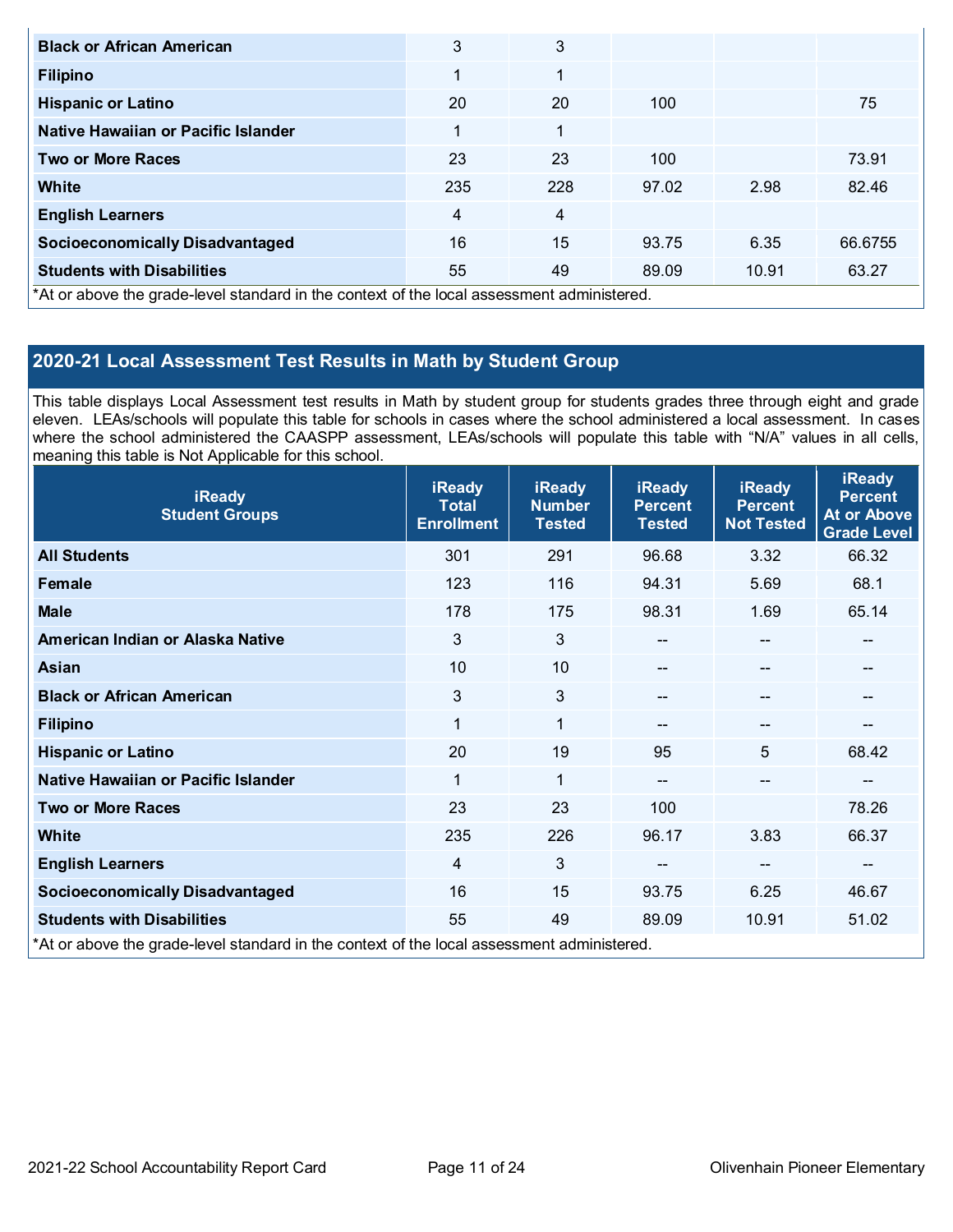| | | | | | |
|---|---|---|---|---|---|
| **Black or African American** | 3 | 3 | | | |
| **Filipino** | 1 | 1 | | | |
| **Hispanic or Latino** | 20 | 20 | 100 | | 75 |
| **Native Hawaiian or Pacific Islander** | 1 | 1 | | | |
| **Two or More Races** | 23 | 23 | 100 | | 73.91 |
| **White** | 235 | 228 | 97.02 | 2.98 | 82.46 |
| **English Learners** | 4 | 4 | | | |
| **Socioeconomically Disadvantaged** | 16 | 15 | 93.75 | 6.35 | 66.6755 |
| **Students with Disabilities** | 55 | 49 | 89.09 | 10.91 | 63.27 |

*At or above the grade-level standard in the context of the local assessment administered.

## 2020-21 Local Assessment Test Results in Math by Student Group

This table displays Local Assessment test results in Math by student group for students grades three through eight and grade eleven. LEAs/schools will populate this table for schools in cases where the school administered a local assessment. In cases where the school administered the CAASPP assessment, LEAs/schools will populate this table with "N/A" values in all cells, meaning this table is Not Applicable for this school.

| iReady Student Groups | iReady Total Enrollment | iReady Number Tested | iReady Percent Tested | iReady Percent Not Tested | iReady Percent At or Above Grade Level |
|---|---|---|---|---|---|
| **All Students** | 301 | 291 | 96.68 | 3.32 | 66.32 |
| **Female** | 123 | 116 | 94.31 | 5.69 | 68.1 |
| **Male** | 178 | 175 | 98.31 | 1.69 | 65.14 |
| **American Indian or Alaska Native** | 3 | 3 | -- | -- | -- |
| **Asian** | 10 | 10 | -- | -- | -- |
| **Black or African American** | 3 | 3 | -- | -- | -- |
| **Filipino** | 1 | 1 | -- | -- | -- |
| **Hispanic or Latino** | 20 | 19 | 95 | 5 | 68.42 |
| **Native Hawaiian or Pacific Islander** | 1 | 1 | -- | -- | -- |
| **Two or More Races** | 23 | 23 | 100 | | 78.26 |
| **White** | 235 | 226 | 96.17 | 3.83 | 66.37 |
| **English Learners** | 4 | 3 | -- | -- | -- |
| **Socioeconomically Disadvantaged** | 16 | 15 | 93.75 | 6.25 | 46.67 |
| **Students with Disabilities** | 55 | 49 | 89.09 | 10.91 | 51.02 |

*At or above the grade-level standard in the context of the local assessment administered.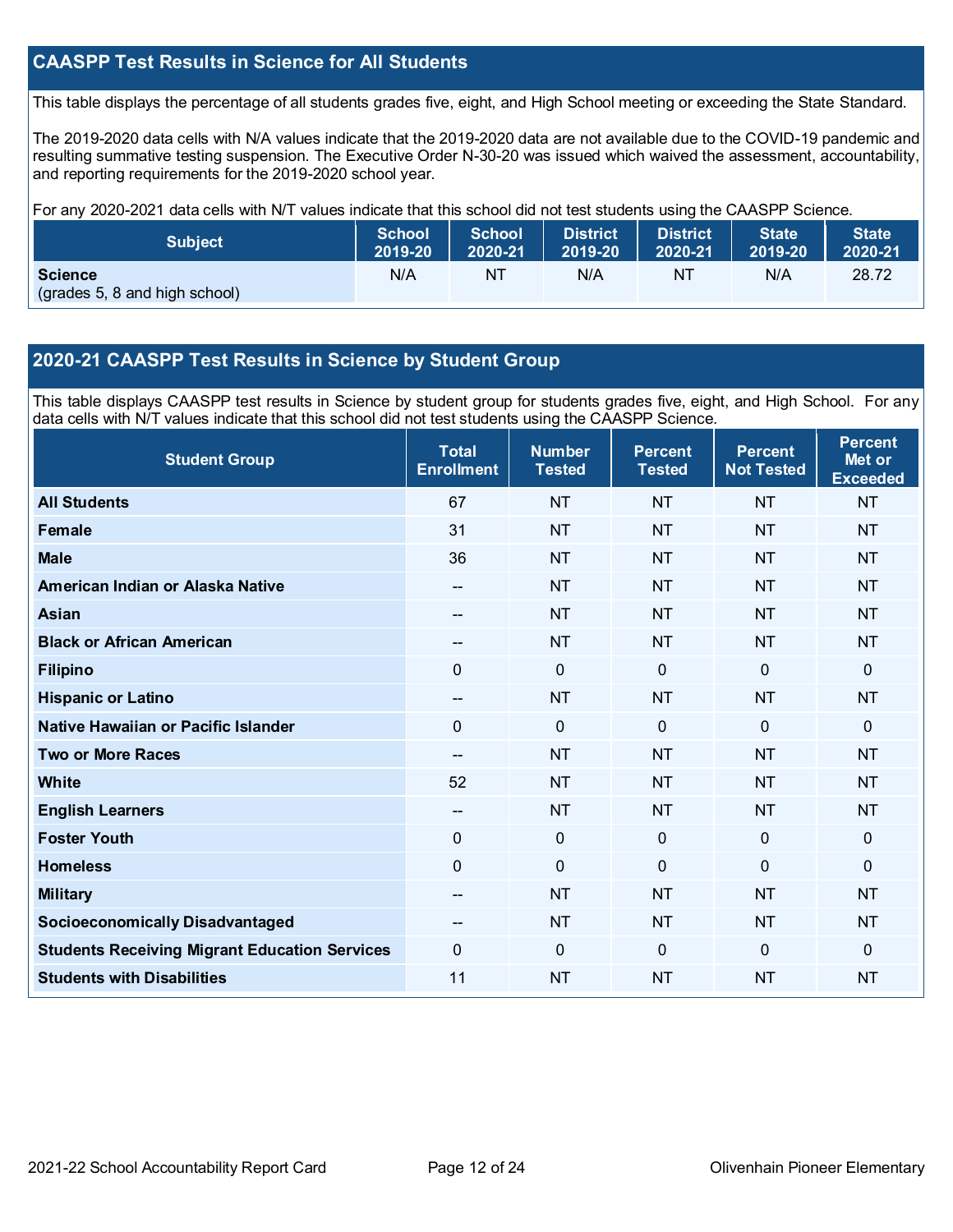## CAASPP Test Results in Science for All Students

This table displays the percentage of all students grades five, eight, and High School meeting or exceeding the State Standard.

The 2019-2020 data cells with N/A values indicate that the 2019-2020 data are not available due to the COVID-19 pandemic and resulting summative testing suspension. The Executive Order N-30-20 was issued which waived the assessment, accountability, and reporting requirements for the 2019-2020 school year.

For any 2020-2021 data cells with N/T values indicate that this school did not test students using the CAASPP Science.

| Subject | School 2019-20 | School 2020-21 | District 2019-20 | District 2020-21 | State 2019-20 | State 2020-21 |
|---|---|---|---|---|---|---|
| **Science** (grades 5, 8 and high school) | N/A | NT | N/A | NT | N/A | 28.72 |

## 2020-21 CAASPP Test Results in Science by Student Group

This table displays CAASPP test results in Science by student group for students grades five, eight, and High School. For any data cells with N/T values indicate that this school did not test students using the CAASPP Science.

| Student Group | Total Enrollment | Number Tested | Percent Tested | Percent Not Tested | Percent Met or Exceeded |
|---|---|---|---|---|---|
| **All Students** | 67 | NT | NT | NT | NT |
| **Female** | 31 | NT | NT | NT | NT |
| **Male** | 36 | NT | NT | NT | NT |
| **American Indian or Alaska Native** | -- | NT | NT | NT | NT |
| **Asian** | -- | NT | NT | NT | NT |
| **Black or African American** | -- | NT | NT | NT | NT |
| **Filipino** | 0 | 0 | 0 | 0 | 0 |
| **Hispanic or Latino** | -- | NT | NT | NT | NT |
| **Native Hawaiian or Pacific Islander** | 0 | 0 | 0 | 0 | 0 |
| **Two or More Races** | -- | NT | NT | NT | NT |
| **White** | 52 | NT | NT | NT | NT |
| **English Learners** | -- | NT | NT | NT | NT |
| **Foster Youth** | 0 | 0 | 0 | 0 | 0 |
| **Homeless** | 0 | 0 | 0 | 0 | 0 |
| **Military** | -- | NT | NT | NT | NT |
| **Socioeconomically Disadvantaged** | -- | NT | NT | NT | NT |
| **Students Receiving Migrant Education Services** | 0 | 0 | 0 | 0 | 0 |
| **Students with Disabilities** | 11 | NT | NT | NT | NT |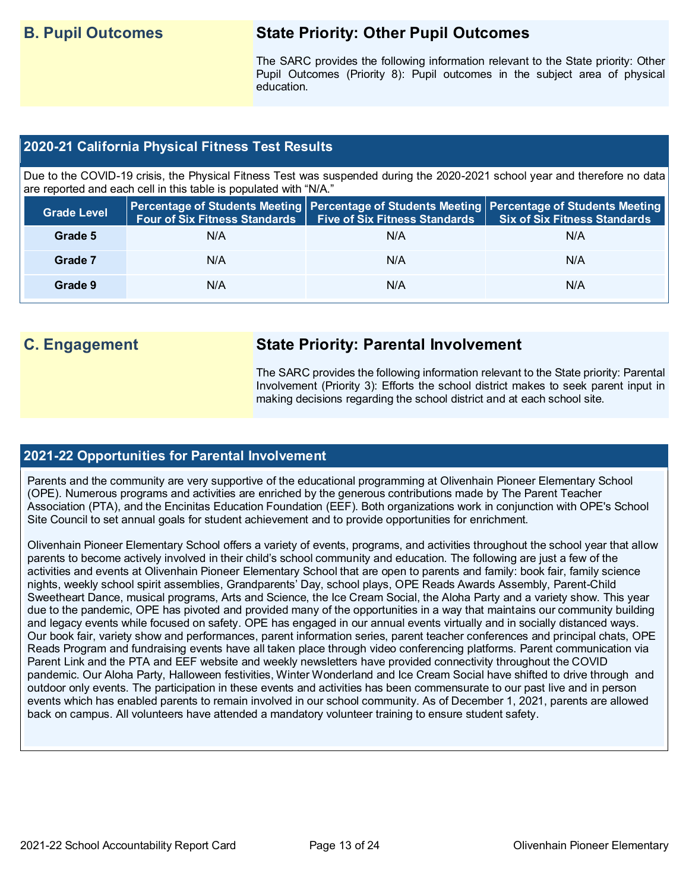## B. Pupil Outcomes

### State Priority: Other Pupil Outcomes

The SARC provides the following information relevant to the State priority: Other Pupil Outcomes (Priority 8): Pupil outcomes in the subject area of physical education.

### 2020-21 California Physical Fitness Test Results

Due to the COVID-19 crisis, the Physical Fitness Test was suspended during the 2020-2021 school year and therefore no data are reported and each cell in this table is populated with "N/A."

| Grade Level | Percentage of Students Meeting Four of Six Fitness Standards | Percentage of Students Meeting Five of Six Fitness Standards | Percentage of Students Meeting Six of Six Fitness Standards |
|---|---|---|---|
| Grade 5 | N/A | N/A | N/A |
| Grade 7 | N/A | N/A | N/A |
| Grade 9 | N/A | N/A | N/A |

## C. Engagement

### State Priority: Parental Involvement

The SARC provides the following information relevant to the State priority: Parental Involvement (Priority 3): Efforts the school district makes to seek parent input in making decisions regarding the school district and at each school site.

### 2021-22 Opportunities for Parental Involvement

Parents and the community are very supportive of the educational programming at Olivenhain Pioneer Elementary School (OPE). Numerous programs and activities are enriched by the generous contributions made by The Parent Teacher Association (PTA), and the Encinitas Education Foundation (EEF). Both organizations work in conjunction with OPE's School Site Council to set annual goals for student achievement and to provide opportunities for enrichment.

Olivenhain Pioneer Elementary School offers a variety of events, programs, and activities throughout the school year that allow parents to become actively involved in their child's school community and education. The following are just a few of the activities and events at Olivenhain Pioneer Elementary School that are open to parents and family: book fair, family science nights, weekly school spirit assemblies, Grandparents' Day, school plays, OPE Reads Awards Assembly, Parent-Child Sweetheart Dance, musical programs, Arts and Science, the Ice Cream Social, the Aloha Party and a variety show. This year due to the pandemic, OPE has pivoted and provided many of the opportunities in a way that maintains our community building and legacy events while focused on safety. OPE has engaged in our annual events virtually and in socially distanced ways. Our book fair, variety show and performances, parent information series, parent teacher conferences and principal chats, OPE Reads Program and fundraising events have all taken place through video conferencing platforms. Parent communication via Parent Link and the PTA and EEF website and weekly newsletters have provided connectivity throughout the COVID pandemic. Our Aloha Party, Halloween festivities, Winter Wonderland and Ice Cream Social have shifted to drive through and outdoor only events. The participation in these events and activities has been commensurate to our past live and in person events which has enabled parents to remain involved in our school community. As of December 1, 2021, parents are allowed back on campus. All volunteers have attended a mandatory volunteer training to ensure student safety.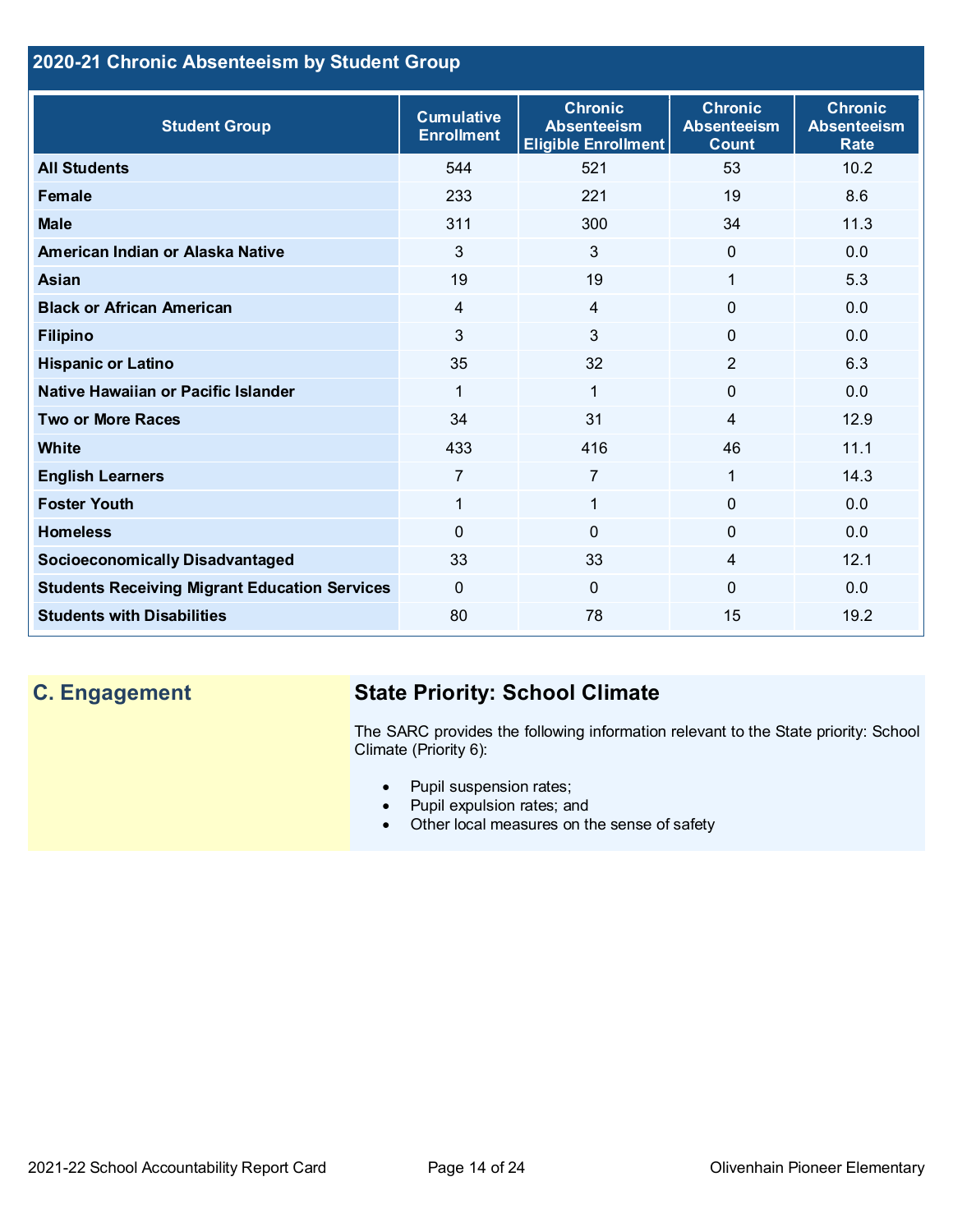## 2020-21 Chronic Absenteeism by Student Group

| Student Group | Cumulative Enrollment | Chronic Absenteeism Eligible Enrollment | Chronic Absenteeism Count | Chronic Absenteeism Rate |
|---|---|---|---|---|
| **All Students** | 544 | 521 | 53 | 10.2 |
| **Female** | 233 | 221 | 19 | 8.6 |
| **Male** | 311 | 300 | 34 | 11.3 |
| **American Indian or Alaska Native** | 3 | 3 | 0 | 0.0 |
| **Asian** | 19 | 19 | 1 | 5.3 |
| **Black or African American** | 4 | 4 | 0 | 0.0 |
| **Filipino** | 3 | 3 | 0 | 0.0 |
| **Hispanic or Latino** | 35 | 32 | 2 | 6.3 |
| **Native Hawaiian or Pacific Islander** | 1 | 1 | 0 | 0.0 |
| **Two or More Races** | 34 | 31 | 4 | 12.9 |
| **White** | 433 | 416 | 46 | 11.1 |
| **English Learners** | 7 | 7 | 1 | 14.3 |
| **Foster Youth** | 1 | 1 | 0 | 0.0 |
| **Homeless** | 0 | 0 | 0 | 0.0 |
| **Socioeconomically Disadvantaged** | 33 | 33 | 4 | 12.1 |
| **Students Receiving Migrant Education Services** | 0 | 0 | 0 | 0.0 |
| **Students with Disabilities** | 80 | 78 | 15 | 19.2 |

## C. Engagement

### State Priority: School Climate

The SARC provides the following information relevant to the State priority: School Climate (Priority 6):

- Pupil suspension rates;
- Pupil expulsion rates; and
- Other local measures on the sense of safety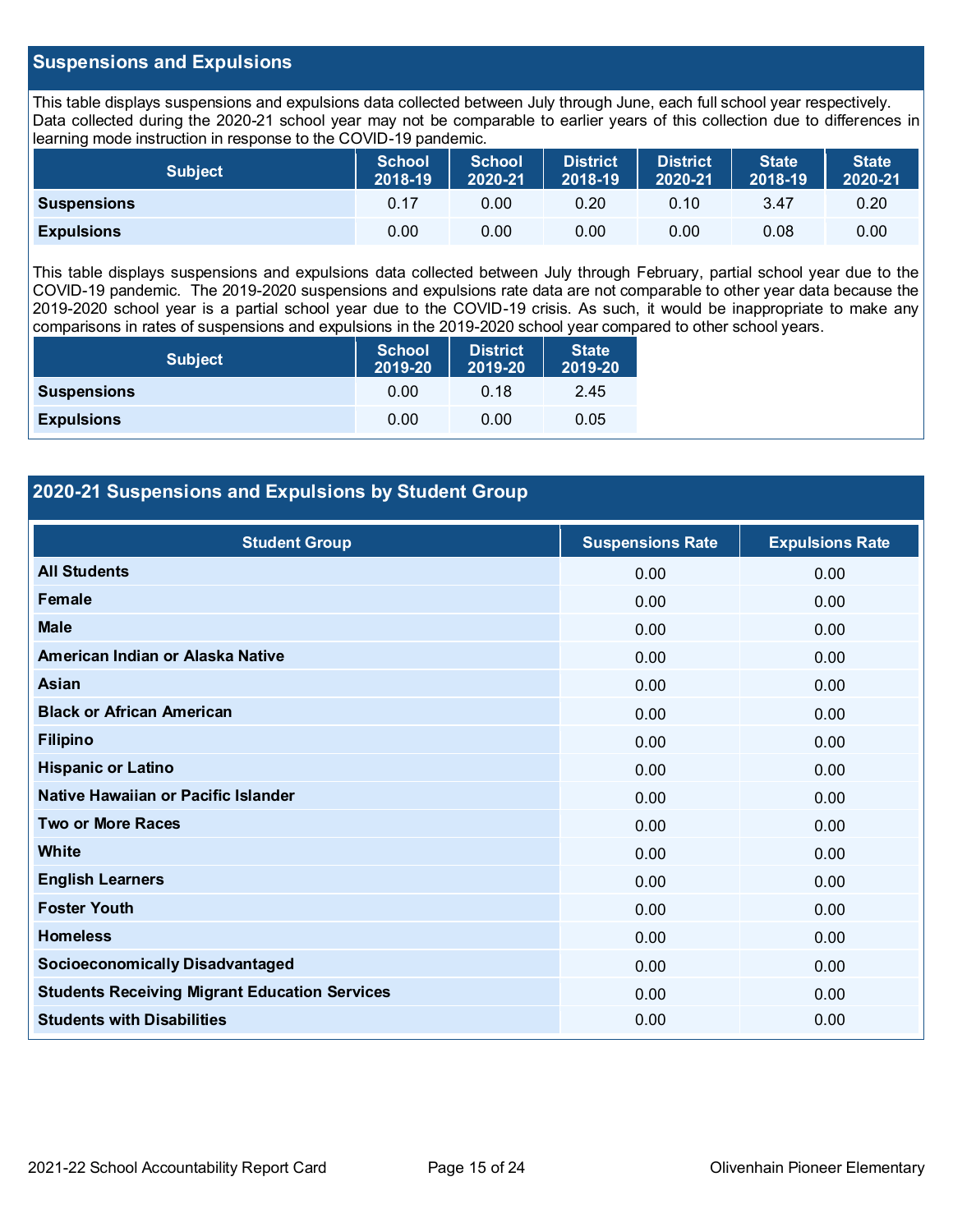## Suspensions and Expulsions

This table displays suspensions and expulsions data collected between July through June, each full school year respectively. Data collected during the 2020-21 school year may not be comparable to earlier years of this collection due to differences in learning mode instruction in response to the COVID-19 pandemic.

| Subject | School 2018-19 | School 2020-21 | District 2018-19 | District 2020-21 | State 2018-19 | State 2020-21 |
|---|---|---|---|---|---|---|
| Suspensions | 0.17 | 0.00 | 0.20 | 0.10 | 3.47 | 0.20 |
| Expulsions | 0.00 | 0.00 | 0.00 | 0.00 | 0.08 | 0.00 |

This table displays suspensions and expulsions data collected between July through February, partial school year due to the COVID-19 pandemic. The 2019-2020 suspensions and expulsions rate data are not comparable to other year data because the 2019-2020 school year is a partial school year due to the COVID-19 crisis. As such, it would be inappropriate to make any comparisons in rates of suspensions and expulsions in the 2019-2020 school year compared to other school years.

| Subject | School 2019-20 | District 2019-20 | State 2019-20 |
|---|---|---|---|
| Suspensions | 0.00 | 0.18 | 2.45 |
| Expulsions | 0.00 | 0.00 | 0.05 |

## 2020-21 Suspensions and Expulsions by Student Group

| Student Group | Suspensions Rate | Expulsions Rate |
|---|---|---|
| All Students | 0.00 | 0.00 |
| Female | 0.00 | 0.00 |
| Male | 0.00 | 0.00 |
| American Indian or Alaska Native | 0.00 | 0.00 |
| Asian | 0.00 | 0.00 |
| Black or African American | 0.00 | 0.00 |
| Filipino | 0.00 | 0.00 |
| Hispanic or Latino | 0.00 | 0.00 |
| Native Hawaiian or Pacific Islander | 0.00 | 0.00 |
| Two or More Races | 0.00 | 0.00 |
| White | 0.00 | 0.00 |
| English Learners | 0.00 | 0.00 |
| Foster Youth | 0.00 | 0.00 |
| Homeless | 0.00 | 0.00 |
| Socioeconomically Disadvantaged | 0.00 | 0.00 |
| Students Receiving Migrant Education Services | 0.00 | 0.00 |
| Students with Disabilities | 0.00 | 0.00 |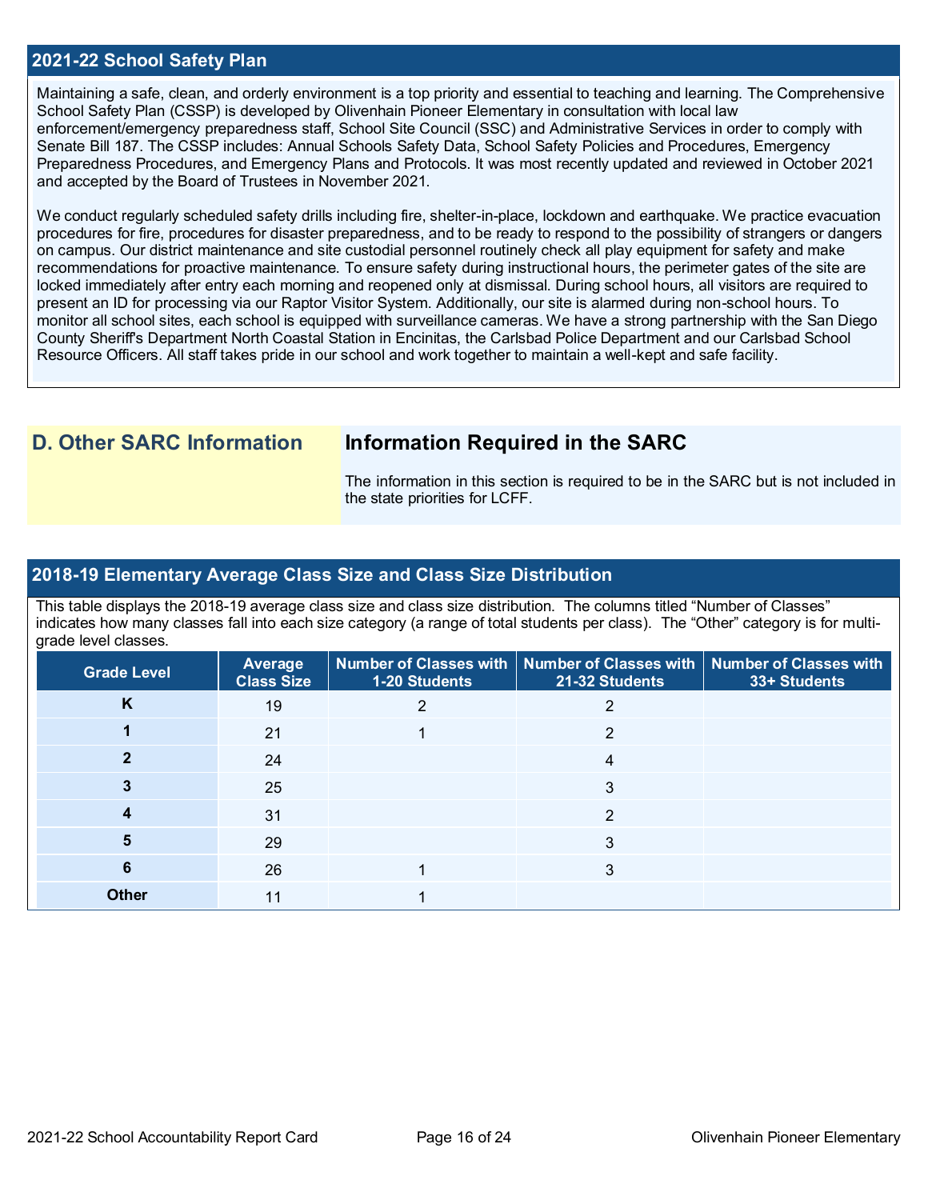## 2021-22 School Safety Plan

Maintaining a safe, clean, and orderly environment is a top priority and essential to teaching and learning. The Comprehensive School Safety Plan (CSSP) is developed by Olivenhain Pioneer Elementary in consultation with local law enforcement/emergency preparedness staff, School Site Council (SSC) and Administrative Services in order to comply with Senate Bill 187. The CSSP includes: Annual Schools Safety Data, School Safety Policies and Procedures, Emergency Preparedness Procedures, and Emergency Plans and Protocols. It was most recently updated and reviewed in October 2021 and accepted by the Board of Trustees in November 2021.

We conduct regularly scheduled safety drills including fire, shelter-in-place, lockdown and earthquake. We practice evacuation procedures for fire, procedures for disaster preparedness, and to be ready to respond to the possibility of strangers or dangers on campus. Our district maintenance and site custodial personnel routinely check all play equipment for safety and make recommendations for proactive maintenance. To ensure safety during instructional hours, the perimeter gates of the site are locked immediately after entry each morning and reopened only at dismissal. During school hours, all visitors are required to present an ID for processing via our Raptor Visitor System. Additionally, our site is alarmed during non-school hours. To monitor all school sites, each school is equipped with surveillance cameras. We have a strong partnership with the San Diego County Sheriff's Department North Coastal Station in Encinitas, the Carlsbad Police Department and our Carlsbad School Resource Officers. All staff takes pride in our school and work together to maintain a well-kept and safe facility.

# D. Other SARC Information

## Information Required in the SARC

The information in this section is required to be in the SARC but is not included in the state priorities for LCFF.

## 2018-19 Elementary Average Class Size and Class Size Distribution

This table displays the 2018-19 average class size and class size distribution. The columns titled "Number of Classes" indicates how many classes fall into each size category (a range of total students per class). The "Other" category is for multi-grade level classes.

| Grade Level | Average Class Size | Number of Classes with 1-20 Students | Number of Classes with 21-32 Students | Number of Classes with 33+ Students |
|---|---|---|---|---|
| K | 19 | 2 | 2 | |
| 1 | 21 | 1 | 2 | |
| 2 | 24 | | 4 | |
| 3 | 25 | | 3 | |
| 4 | 31 | | 2 | |
| 5 | 29 | | 3 | |
| 6 | 26 | 1 | 3 | |
| Other | 11 | 1 | | |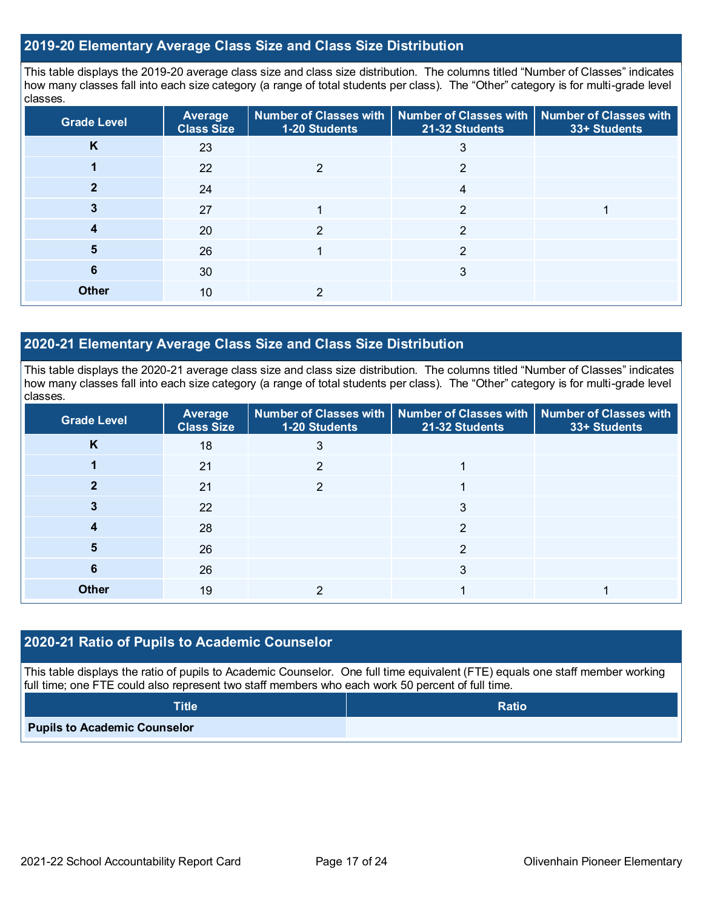## 2019-20 Elementary Average Class Size and Class Size Distribution

This table displays the 2019-20 average class size and class size distribution. The columns titled "Number of Classes" indicates how many classes fall into each size category (a range of total students per class). The "Other" category is for multi-grade level classes.

| Grade Level | Average Class Size | Number of Classes with 1-20 Students | Number of Classes with 21-32 Students | Number of Classes with 33+ Students |
|---|---|---|---|---|
| K | 23 | | 3 | |
| 1 | 22 | 2 | 2 | |
| 2 | 24 | | 4 | |
| 3 | 27 | 1 | 2 | 1 |
| 4 | 20 | 2 | 2 | |
| 5 | 26 | 1 | 2 | |
| 6 | 30 | | 3 | |
| Other | 10 | 2 | | |

## 2020-21 Elementary Average Class Size and Class Size Distribution

This table displays the 2020-21 average class size and class size distribution. The columns titled "Number of Classes" indicates how many classes fall into each size category (a range of total students per class). The "Other" category is for multi-grade level classes.

| Grade Level | Average Class Size | Number of Classes with 1-20 Students | Number of Classes with 21-32 Students | Number of Classes with 33+ Students |
|---|---|---|---|---|
| K | 18 | 3 | | |
| 1 | 21 | 2 | 1 | |
| 2 | 21 | 2 | 1 | |
| 3 | 22 | | 3 | |
| 4 | 28 | | 2 | |
| 5 | 26 | | 2 | |
| 6 | 26 | | 3 | |
| Other | 19 | 2 | 1 | 1 |

## 2020-21 Ratio of Pupils to Academic Counselor

This table displays the ratio of pupils to Academic Counselor. One full time equivalent (FTE) equals one staff member working full time; one FTE could also represent two staff members who each work 50 percent of full time.

| Title | Ratio |
|---|---|
| Pupils to Academic Counselor | |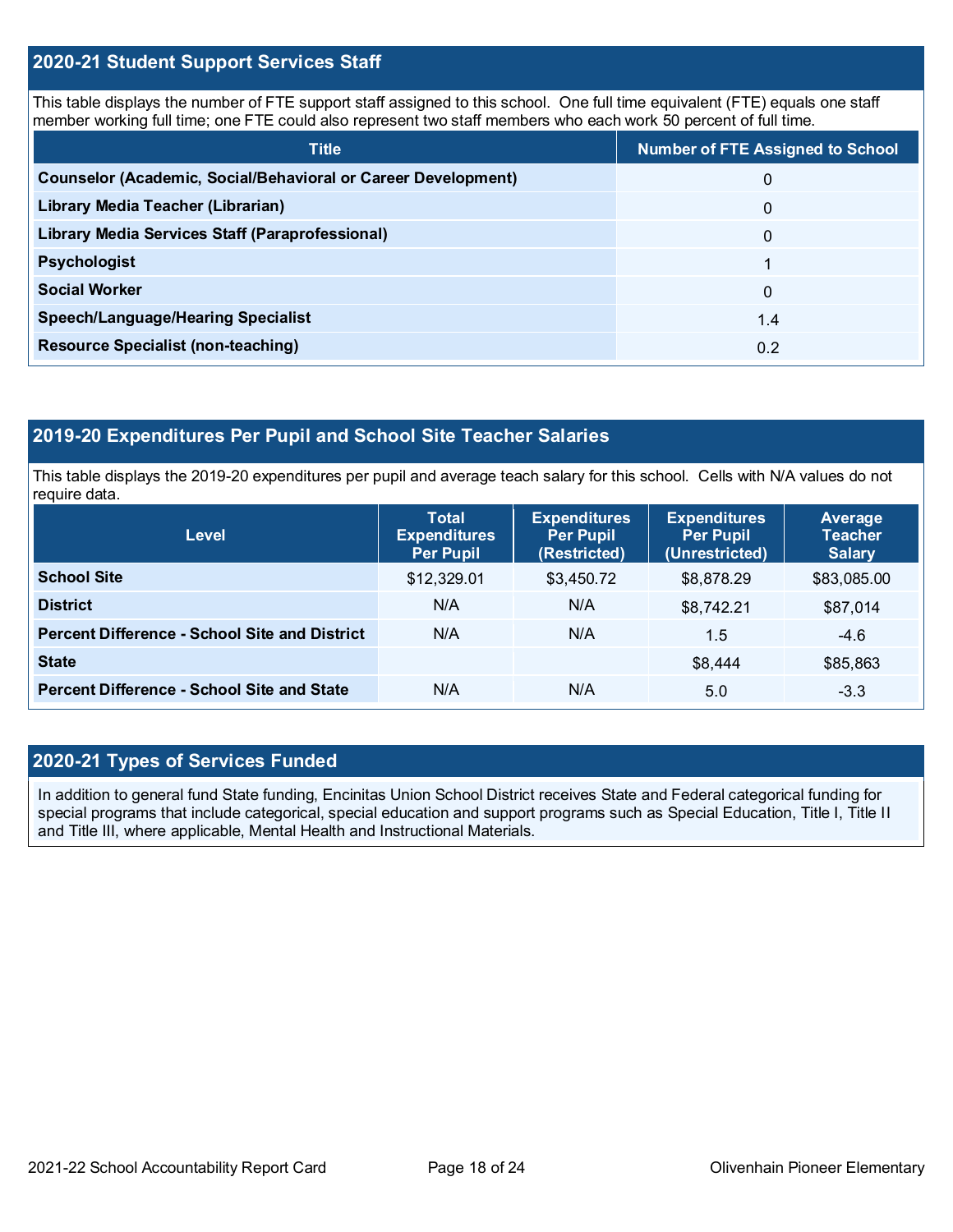## 2020-21 Student Support Services Staff

This table displays the number of FTE support staff assigned to this school. One full time equivalent (FTE) equals one staff member working full time; one FTE could also represent two staff members who each work 50 percent of full time.

| Title | Number of FTE Assigned to School |
|---|---|
| **Counselor (Academic, Social/Behavioral or Career Development)** | 0 |
| **Library Media Teacher (Librarian)** | 0 |
| **Library Media Services Staff (Paraprofessional)** | 0 |
| **Psychologist** | 1 |
| **Social Worker** | 0 |
| **Speech/Language/Hearing Specialist** | 1.4 |
| **Resource Specialist (non-teaching)** | 0.2 |

## 2019-20 Expenditures Per Pupil and School Site Teacher Salaries

This table displays the 2019-20 expenditures per pupil and average teach salary for this school. Cells with N/A values do not require data.

| Level | Total Expenditures Per Pupil | Expenditures Per Pupil (Restricted) | Expenditures Per Pupil (Unrestricted) | Average Teacher Salary |
|---|---|---|---|---|
| **School Site** | $12,329.01 | $3,450.72 | $8,878.29 | $83,085.00 |
| **District** | N/A | N/A | $8,742.21 | $87,014 |
| **Percent Difference - School Site and District** | N/A | N/A | 1.5 | -4.6 |
| **State** | | | $8,444 | $85,863 |
| **Percent Difference - School Site and State** | N/A | N/A | 5.0 | -3.3 |

## 2020-21 Types of Services Funded

In addition to general fund State funding, Encinitas Union School District receives State and Federal categorical funding for special programs that include categorical, special education and support programs such as Special Education, Title I, Title II and Title III, where applicable, Mental Health and Instructional Materials.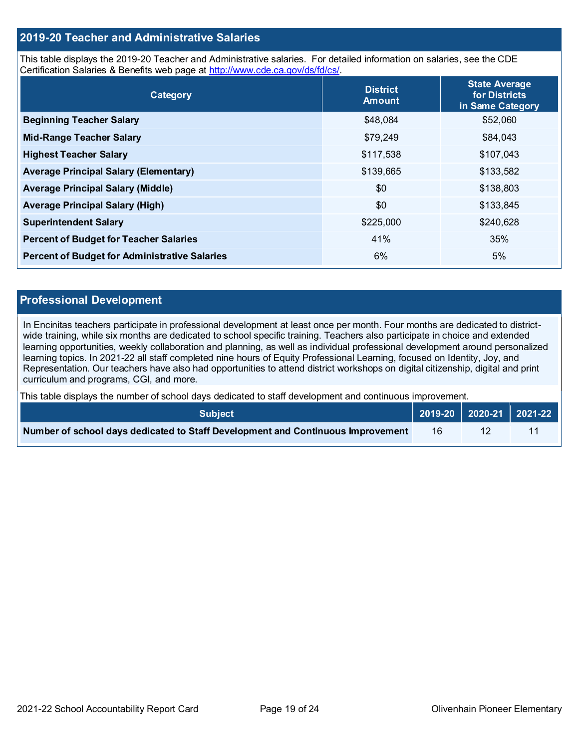## 2019-20 Teacher and Administrative Salaries

This table displays the 2019-20 Teacher and Administrative salaries. For detailed information on salaries, see the CDE Certification Salaries & Benefits web page at http://www.cde.ca.gov/ds/fd/cs/.

| Category | District Amount | State Average for Districts in Same Category |
| --- | --- | --- |
| **Beginning Teacher Salary** | $48,084 | $52,060 |
| **Mid-Range Teacher Salary** | $79,249 | $84,043 |
| **Highest Teacher Salary** | $117,538 | $107,043 |
| **Average Principal Salary (Elementary)** | $139,665 | $133,582 |
| **Average Principal Salary (Middle)** | $0 | $138,803 |
| **Average Principal Salary (High)** | $0 | $133,845 |
| **Superintendent Salary** | $225,000 | $240,628 |
| **Percent of Budget for Teacher Salaries** | 41% | 35% |
| **Percent of Budget for Administrative Salaries** | 6% | 5% |

## Professional Development

In Encinitas teachers participate in professional development at least once per month. Four months are dedicated to district-wide training, while six months are dedicated to school specific training. Teachers also participate in choice and extended learning opportunities, weekly collaboration and planning, as well as individual professional development around personalized learning topics. In 2021-22 all staff completed nine hours of Equity Professional Learning, focused on Identity, Joy, and Representation. Our teachers have also had opportunities to attend district workshops on digital citizenship, digital and print curriculum and programs, CGI, and more.

This table displays the number of school days dedicated to staff development and continuous improvement.

| Subject | 2019-20 | 2020-21 | 2021-22 |
| --- | --- | --- | --- |
| **Number of school days dedicated to Staff Development and Continuous Improvement** | 16 | 12 | 11 |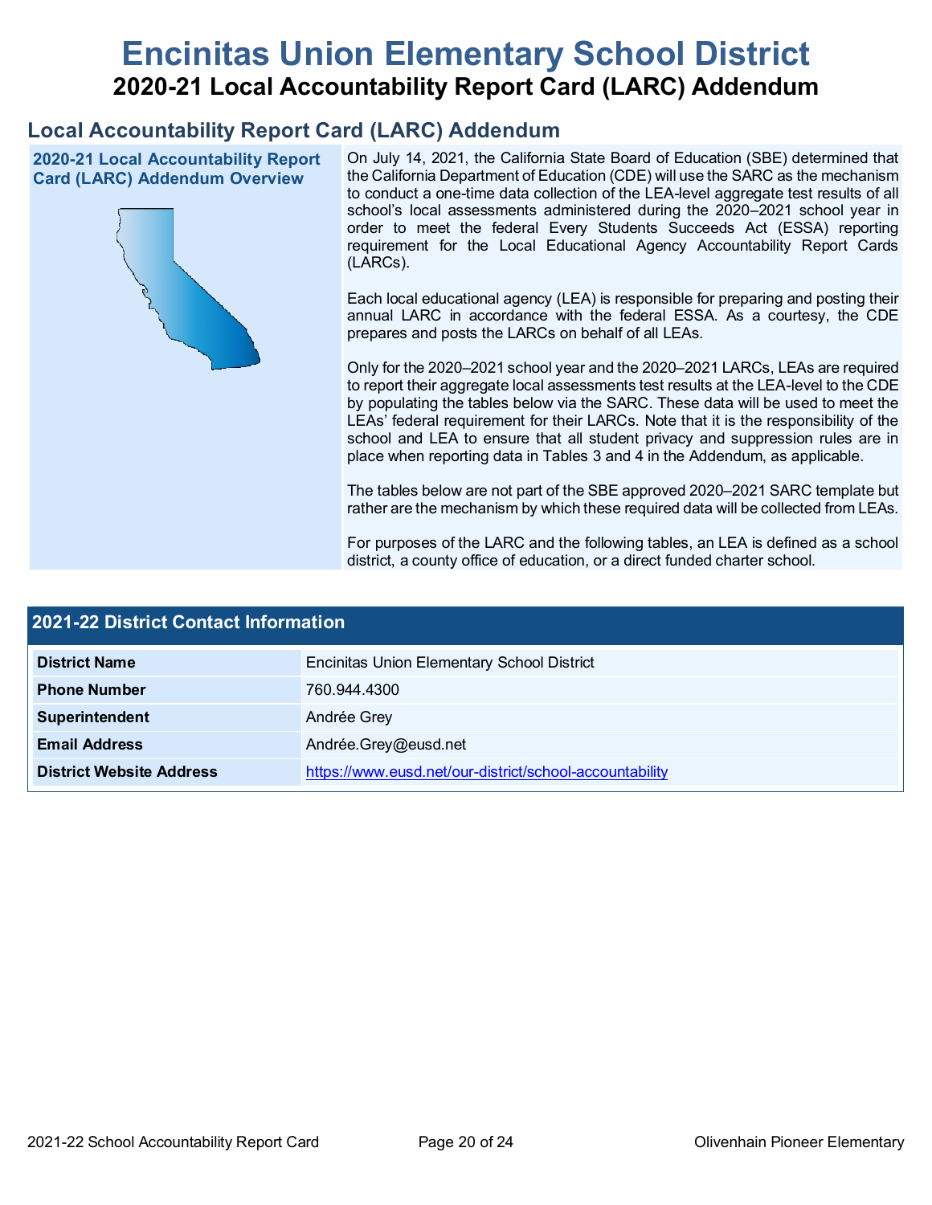# Encinitas Union Elementary School District

## 2020-21 Local Accountability Report Card (LARC) Addendum

## Local Accountability Report Card (LARC) Addendum

**2020-21 Local Accountability Report Card (LARC) Addendum Overview**

On July 14, 2021, the California State Board of Education (SBE) determined that the California Department of Education (CDE) will use the SARC as the mechanism to conduct a one-time data collection of the LEA-level aggregate test results of all school's local assessments administered during the 2020–2021 school year in order to meet the federal Every Students Succeeds Act (ESSA) reporting requirement for the Local Educational Agency Accountability Report Cards (LARCs).

Each local educational agency (LEA) is responsible for preparing and posting their annual LARC in accordance with the federal ESSA. As a courtesy, the CDE prepares and posts the LARCs on behalf of all LEAs.

Only for the 2020–2021 school year and the 2020–2021 LARCs, LEAs are required to report their aggregate local assessments test results at the LEA-level to the CDE by populating the tables below via the SARC. These data will be used to meet the LEAs' federal requirement for their LARCs. Note that it is the responsibility of the school and LEA to ensure that all student privacy and suppression rules are in place when reporting data in Tables 3 and 4 in the Addendum, as applicable.

The tables below are not part of the SBE approved 2020–2021 SARC template but rather are the mechanism by which these required data will be collected from LEAs.

For purposes of the LARC and the following tables, an LEA is defined as a school district, a county office of education, or a direct funded charter school.

| 2021-22 District Contact Information | |
|---|---|
| **District Name** | Encinitas Union Elementary School District |
| **Phone Number** | 760.944.4300 |
| **Superintendent** | Andrée Grey |
| **Email Address** | Andrée.Grey@eusd.net |
| **District Website Address** | https://www.eusd.net/our-district/school-accountability |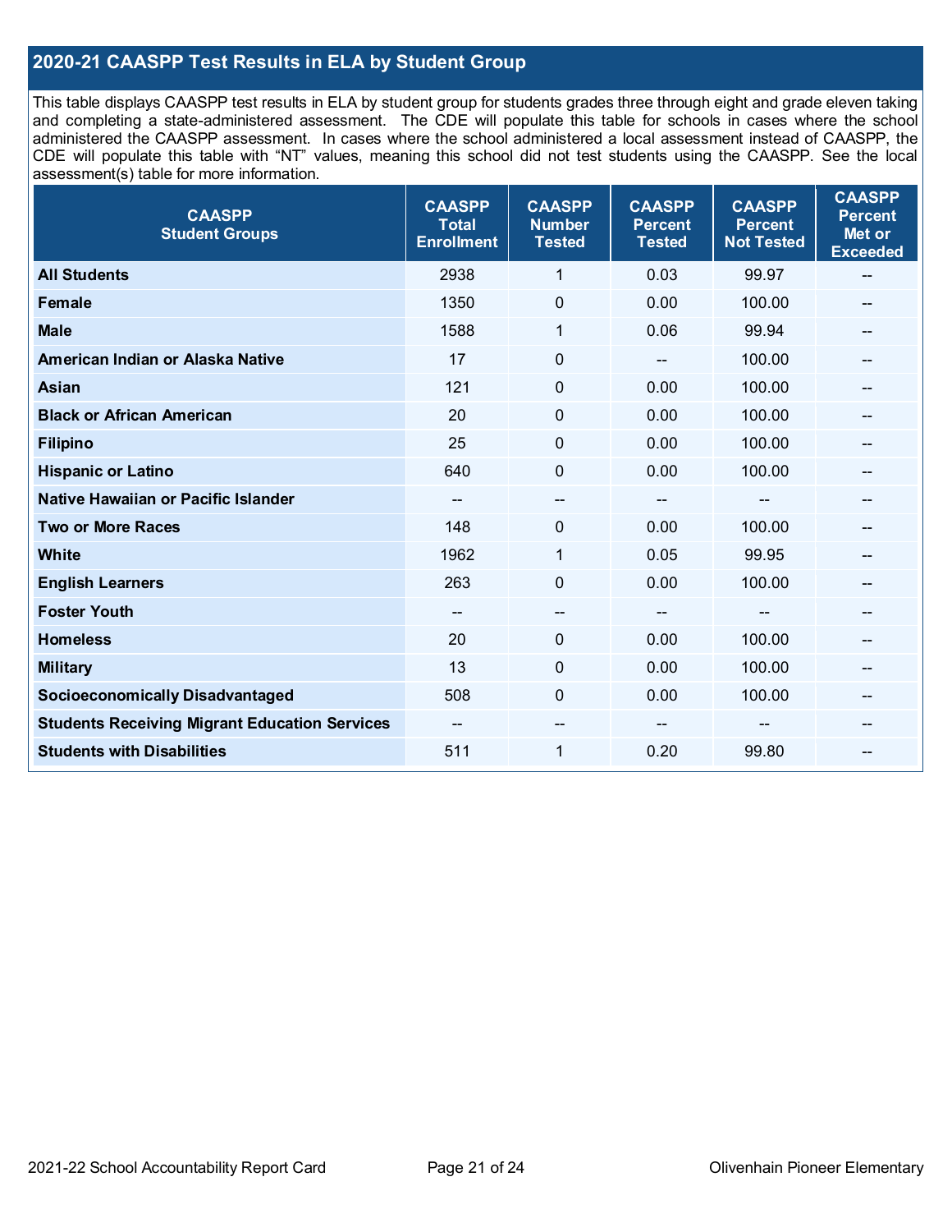## 2020-21 CAASPP Test Results in ELA by Student Group

This table displays CAASPP test results in ELA by student group for students grades three through eight and grade eleven taking and completing a state-administered assessment. The CDE will populate this table for schools in cases where the school administered the CAASPP assessment. In cases where the school administered a local assessment instead of CAASPP, the CDE will populate this table with "NT" values, meaning this school did not test students using the CAASPP. See the local assessment(s) table for more information.

| CAASPP Student Groups | CAASPP Total Enrollment | CAASPP Number Tested | CAASPP Percent Tested | CAASPP Percent Not Tested | CAASPP Percent Met or Exceeded |
|---|---|---|---|---|---|
| **All Students** | 2938 | 1 | 0.03 | 99.97 | -- |
| **Female** | 1350 | 0 | 0.00 | 100.00 | -- |
| **Male** | 1588 | 1 | 0.06 | 99.94 | -- |
| **American Indian or Alaska Native** | 17 | 0 | -- | 100.00 | -- |
| **Asian** | 121 | 0 | 0.00 | 100.00 | -- |
| **Black or African American** | 20 | 0 | 0.00 | 100.00 | -- |
| **Filipino** | 25 | 0 | 0.00 | 100.00 | -- |
| **Hispanic or Latino** | 640 | 0 | 0.00 | 100.00 | -- |
| **Native Hawaiian or Pacific Islander** | -- | -- | -- | -- | -- |
| **Two or More Races** | 148 | 0 | 0.00 | 100.00 | -- |
| **White** | 1962 | 1 | 0.05 | 99.95 | -- |
| **English Learners** | 263 | 0 | 0.00 | 100.00 | -- |
| **Foster Youth** | -- | -- | -- | -- | -- |
| **Homeless** | 20 | 0 | 0.00 | 100.00 | -- |
| **Military** | 13 | 0 | 0.00 | 100.00 | -- |
| **Socioeconomically Disadvantaged** | 508 | 0 | 0.00 | 100.00 | -- |
| **Students Receiving Migrant Education Services** | -- | -- | -- | -- | -- |
| **Students with Disabilities** | 511 | 1 | 0.20 | 99.80 | -- |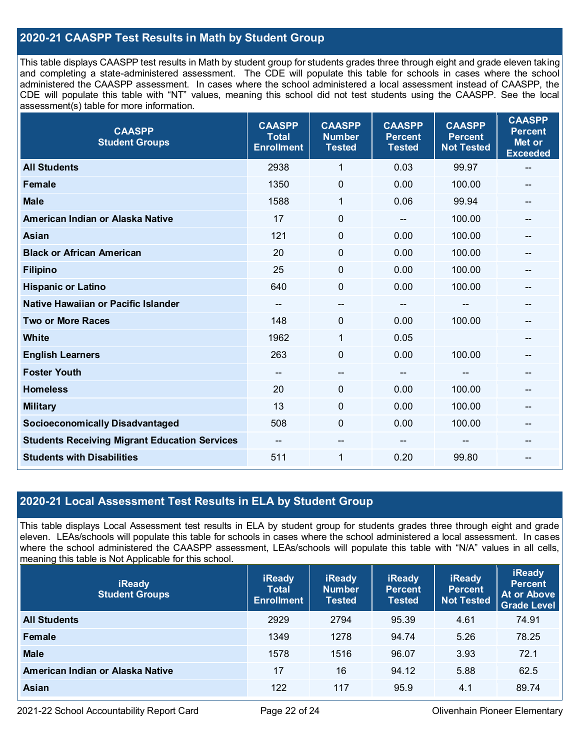## 2020-21 CAASPP Test Results in Math by Student Group

This table displays CAASPP test results in Math by student group for students grades three through eight and grade eleven taking and completing a state-administered assessment. The CDE will populate this table for schools in cases where the school administered the CAASPP assessment. In cases where the school administered a local assessment instead of CAASPP, the CDE will populate this table with "NT" values, meaning this school did not test students using the CAASPP. See the local assessment(s) table for more information.

| CAASPP Student Groups | CAASPP Total Enrollment | CAASPP Number Tested | CAASPP Percent Tested | CAASPP Percent Not Tested | CAASPP Percent Met or Exceeded |
|---|---|---|---|---|---|
| **All Students** | 2938 | 1 | 0.03 | 99.97 | -- |
| **Female** | 1350 | 0 | 0.00 | 100.00 | -- |
| **Male** | 1588 | 1 | 0.06 | 99.94 | -- |
| **American Indian or Alaska Native** | 17 | 0 | -- | 100.00 | -- |
| **Asian** | 121 | 0 | 0.00 | 100.00 | -- |
| **Black or African American** | 20 | 0 | 0.00 | 100.00 | -- |
| **Filipino** | 25 | 0 | 0.00 | 100.00 | -- |
| **Hispanic or Latino** | 640 | 0 | 0.00 | 100.00 | -- |
| **Native Hawaiian or Pacific Islander** | -- | -- | -- | -- | -- |
| **Two or More Races** | 148 | 0 | 0.00 | 100.00 | -- |
| **White** | 1962 | 1 | 0.05 | | -- |
| **English Learners** | 263 | 0 | 0.00 | 100.00 | -- |
| **Foster Youth** | -- | -- | -- | -- | -- |
| **Homeless** | 20 | 0 | 0.00 | 100.00 | -- |
| **Military** | 13 | 0 | 0.00 | 100.00 | -- |
| **Socioeconomically Disadvantaged** | 508 | 0 | 0.00 | 100.00 | -- |
| **Students Receiving Migrant Education Services** | -- | -- | -- | -- | -- |
| **Students with Disabilities** | 511 | 1 | 0.20 | 99.80 | -- |

## 2020-21 Local Assessment Test Results in ELA by Student Group

This table displays Local Assessment test results in ELA by student group for students grades three through eight and grade eleven. LEAs/schools will populate this table for schools in cases where the school administered a local assessment. In cases where the school administered the CAASPP assessment, LEAs/schools will populate this table with "N/A" values in all cells, meaning this table is Not Applicable for this school.

| iReady Student Groups | iReady Total Enrollment | iReady Number Tested | iReady Percent Tested | iReady Percent Not Tested | iReady Percent At or Above Grade Level |
|---|---|---|---|---|---|
| **All Students** | 2929 | 2794 | 95.39 | 4.61 | 74.91 |
| **Female** | 1349 | 1278 | 94.74 | 5.26 | 78.25 |
| **Male** | 1578 | 1516 | 96.07 | 3.93 | 72.1 |
| **American Indian or Alaska Native** | 17 | 16 | 94.12 | 5.88 | 62.5 |
| **Asian** | 122 | 117 | 95.9 | 4.1 | 89.74 |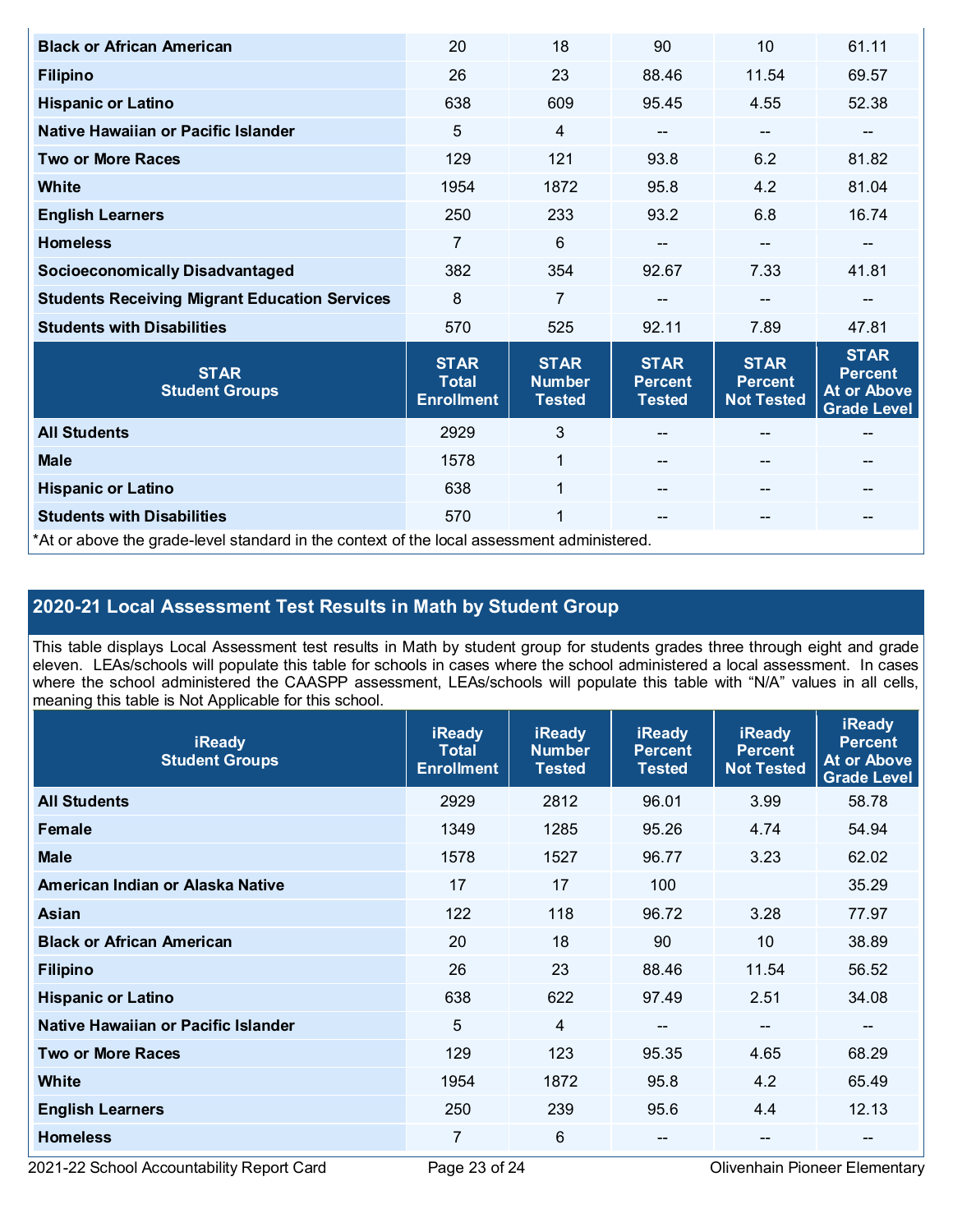| | | | | | |
|---|---|---|---|---|---|
| **Black or African American** | 20 | 18 | 90 | 10 | 61.11 |
| **Filipino** | 26 | 23 | 88.46 | 11.54 | 69.57 |
| **Hispanic or Latino** | 638 | 609 | 95.45 | 4.55 | 52.38 |
| **Native Hawaiian or Pacific Islander** | 5 | 4 | -- | -- | -- |
| **Two or More Races** | 129 | 121 | 93.8 | 6.2 | 81.82 |
| **White** | 1954 | 1872 | 95.8 | 4.2 | 81.04 |
| **English Learners** | 250 | 233 | 93.2 | 6.8 | 16.74 |
| **Homeless** | 7 | 6 | -- | -- | -- |
| **Socioeconomically Disadvantaged** | 382 | 354 | 92.67 | 7.33 | 41.81 |
| **Students Receiving Migrant Education Services** | 8 | 7 | -- | -- | -- |
| **Students with Disabilities** | 570 | 525 | 92.11 | 7.89 | 47.81 |

| STAR Student Groups | STAR Total Enrollment | STAR Number Tested | STAR Percent Tested | STAR Percent Not Tested | STAR Percent At or Above Grade Level |
|---|---|---|---|---|---|
| **All Students** | 2929 | 3 | -- | -- | -- |
| **Male** | 1578 | 1 | -- | -- | -- |
| **Hispanic or Latino** | 638 | 1 | -- | -- | -- |
| **Students with Disabilities** | 570 | 1 | -- | -- | -- |

*At or above the grade-level standard in the context of the local assessment administered.

## 2020-21 Local Assessment Test Results in Math by Student Group

This table displays Local Assessment test results in Math by student group for students grades three through eight and grade eleven. LEAs/schools will populate this table for schools in cases where the school administered a local assessment. In cases where the school administered the CAASPP assessment, LEAs/schools will populate this table with "N/A" values in all cells, meaning this table is Not Applicable for this school.

| iReady Student Groups | iReady Total Enrollment | iReady Number Tested | iReady Percent Tested | iReady Percent Not Tested | iReady Percent At or Above Grade Level |
|---|---|---|---|---|---|
| **All Students** | 2929 | 2812 | 96.01 | 3.99 | 58.78 |
| **Female** | 1349 | 1285 | 95.26 | 4.74 | 54.94 |
| **Male** | 1578 | 1527 | 96.77 | 3.23 | 62.02 |
| **American Indian or Alaska Native** | 17 | 17 | 100 | | 35.29 |
| **Asian** | 122 | 118 | 96.72 | 3.28 | 77.97 |
| **Black or African American** | 20 | 18 | 90 | 10 | 38.89 |
| **Filipino** | 26 | 23 | 88.46 | 11.54 | 56.52 |
| **Hispanic or Latino** | 638 | 622 | 97.49 | 2.51 | 34.08 |
| **Native Hawaiian or Pacific Islander** | 5 | 4 | -- | -- | -- |
| **Two or More Races** | 129 | 123 | 95.35 | 4.65 | 68.29 |
| **White** | 1954 | 1872 | 95.8 | 4.2 | 65.49 |
| **English Learners** | 250 | 239 | 95.6 | 4.4 | 12.13 |
| **Homeless** | 7 | 6 | -- | -- | -- |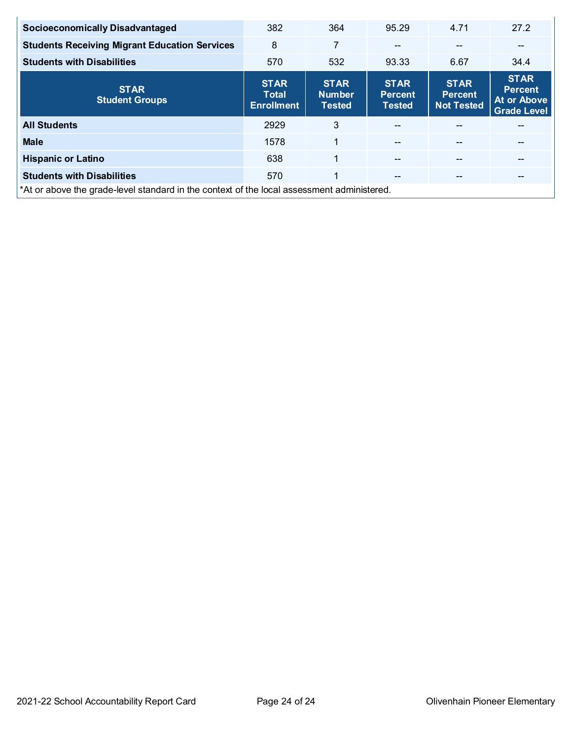| | | | | | |
|---|---|---|---|---|---|
| **Socioeconomically Disadvantaged** | 382 | 364 | 95.29 | 4.71 | 27.2 |
| **Students Receiving Migrant Education Services** | 8 | 7 | -- | -- | -- |
| **Students with Disabilities** | 570 | 532 | 93.33 | 6.67 | 34.4 |

| STAR Student Groups | STAR Total Enrollment | STAR Number Tested | STAR Percent Tested | STAR Percent Not Tested | STAR Percent At or Above Grade Level |
|---|---|---|---|---|---|
| **All Students** | 2929 | 3 | -- | -- | -- |
| **Male** | 1578 | 1 | -- | -- | -- |
| **Hispanic or Latino** | 638 | 1 | -- | -- | -- |
| **Students with Disabilities** | 570 | 1 | -- | -- | -- |

*At or above the grade-level standard in the context of the local assessment administered.